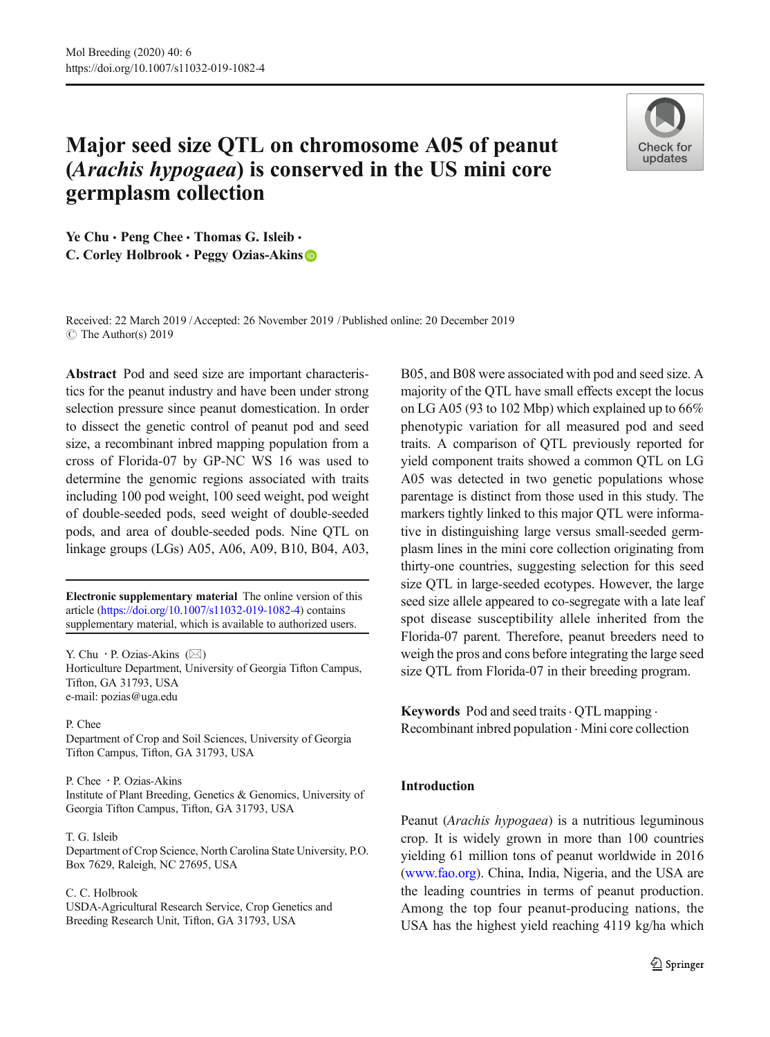# Major seed size QTL on chromosome A05 of peanut (*Arachis hypogaea*) is conserved in the US mini core germplasm collection

**Ye Chu · Peng Chee · Thomas G. Isleib · C. Corley Holbrook · Peggy Ozias-Akins**

Received: 22 March 2019 / Accepted: 26 November 2019 / Published online: 20 December 2019
© The Author(s) 2019

**Abstract** Pod and seed size are important characteristics for the peanut industry and have been under strong selection pressure since peanut domestication. In order to dissect the genetic control of peanut pod and seed size, a recombinant inbred mapping population from a cross of Florida-07 by GP-NC WS 16 was used to determine the genomic regions associated with traits including 100 pod weight, 100 seed weight, pod weight of double-seeded pods, seed weight of double-seeded pods, and area of double-seeded pods. Nine QTL on linkage groups (LGs) A05, A06, A09, B10, B04, A03, B05, and B08 were associated with pod and seed size. A majority of the QTL have small effects except the locus on LG A05 (93 to 102 Mbp) which explained up to 66% phenotypic variation for all measured pod and seed traits. A comparison of QTL previously reported for yield component traits showed a common QTL on LG A05 was detected in two genetic populations whose parentage is distinct from those used in this study. The markers tightly linked to this major QTL were informative in distinguishing large versus small-seeded germplasm lines in the mini core collection originating from thirty-one countries, suggesting selection for this seed size QTL in large-seeded ecotypes. However, the large seed size allele appeared to co-segregate with a late leaf spot disease susceptibility allele inherited from the Florida-07 parent. Therefore, peanut breeders need to weigh the pros and cons before integrating the large seed size QTL from Florida-07 in their breeding program.

**Keywords** Pod and seed traits · QTL mapping · Recombinant inbred population · Mini core collection

**Electronic supplementary material** The online version of this article (https://doi.org/10.1007/s11032-019-1082-4) contains supplementary material, which is available to authorized users.

Y. Chu · P. Ozias-Akins (✉)
Horticulture Department, University of Georgia Tifton Campus, Tifton, GA 31793, USA
e-mail: pozias@uga.edu

P. Chee
Department of Crop and Soil Sciences, University of Georgia Tifton Campus, Tifton, GA 31793, USA

P. Chee · P. Ozias-Akins
Institute of Plant Breeding, Genetics & Genomics, University of Georgia Tifton Campus, Tifton, GA 31793, USA

T. G. Isleib
Department of Crop Science, North Carolina State University, P.O. Box 7629, Raleigh, NC 27695, USA

C. C. Holbrook
USDA-Agricultural Research Service, Crop Genetics and Breeding Research Unit, Tifton, GA 31793, USA

## Introduction

Peanut (*Arachis hypogaea*) is a nutritious leguminous crop. It is widely grown in more than 100 countries yielding 61 million tons of peanut worldwide in 2016 (www.fao.org). China, India, Nigeria, and the USA are the leading countries in terms of peanut production. Among the top four peanut-producing nations, the USA has the highest yield reaching 4119 kg/ha which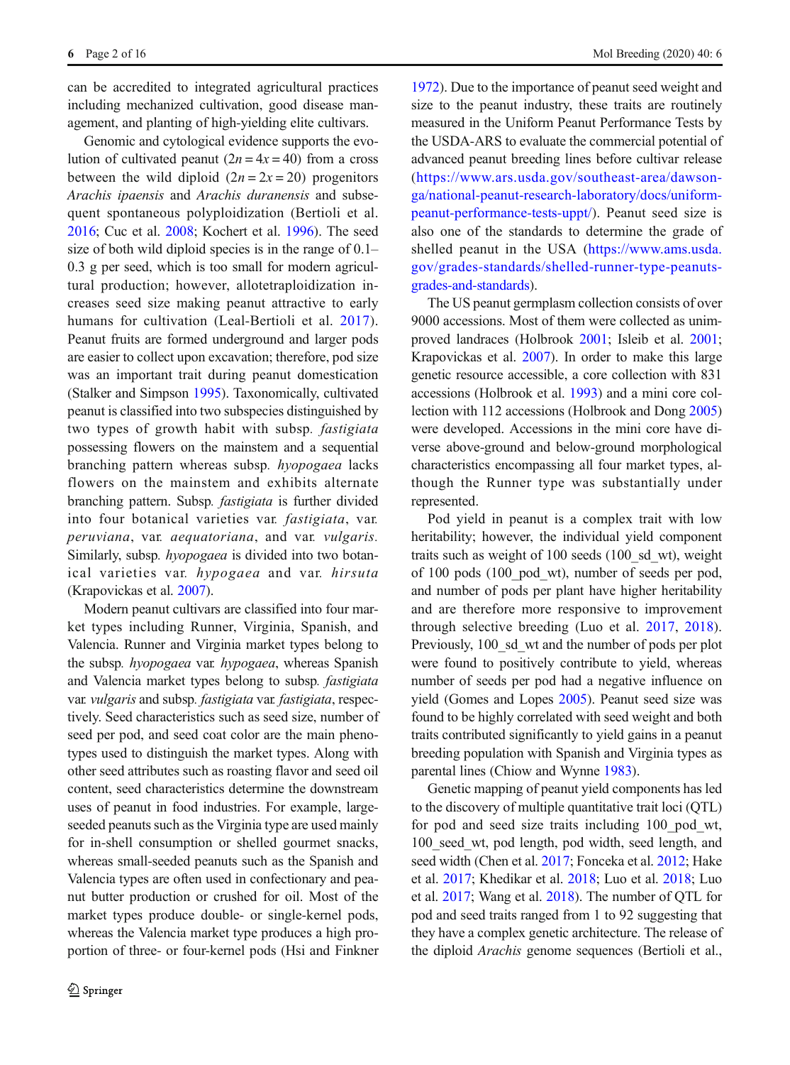can be accredited to integrated agricultural practices including mechanized cultivation, good disease management, and planting of high-yielding elite cultivars.

Genomic and cytological evidence supports the evolution of cultivated peanut ($2n = 4x = 40$) from a cross between the wild diploid ($2n = 2x = 20$) progenitors *Arachis ipaensis* and *Arachis duranensis* and subsequent spontaneous polyploidization (Bertioli et al. 2016; Cuc et al. 2008; Kochert et al. 1996). The seed size of both wild diploid species is in the range of 0.1–0.3 g per seed, which is too small for modern agricultural production; however, allotetraploidization increases seed size making peanut attractive to early humans for cultivation (Leal-Bertioli et al. 2017). Peanut fruits are formed underground and larger pods are easier to collect upon excavation; therefore, pod size was an important trait during peanut domestication (Stalker and Simpson 1995). Taxonomically, cultivated peanut is classified into two subspecies distinguished by two types of growth habit with subsp. *fastigiata* possessing flowers on the mainstem and a sequential branching pattern whereas subsp. *hyopogaea* lacks flowers on the mainstem and exhibits alternate branching pattern. Subsp. *fastigiata* is further divided into four botanical varieties var. *fastigiata*, var. *peruviana*, var. *aequatoriana*, and var. *vulgaris*. Similarly, subsp. *hyopogaea* is divided into two botanical varieties var. *hypogaea* and var. *hirsuta* (Krapovickas et al. 2007).

Modern peanut cultivars are classified into four market types including Runner, Virginia, Spanish, and Valencia. Runner and Virginia market types belong to the subsp. *hyopogaea* var. *hypogaea*, whereas Spanish and Valencia market types belong to subsp. *fastigiata* var. *vulgaris* and subsp. *fastigiata* var. *fastigiata*, respectively. Seed characteristics such as seed size, number of seed per pod, and seed coat color are the main phenotypes used to distinguish the market types. Along with other seed attributes such as roasting flavor and seed oil content, seed characteristics determine the downstream uses of peanut in food industries. For example, large-seeded peanuts such as the Virginia type are used mainly for in-shell consumption or shelled gourmet snacks, whereas small-seeded peanuts such as the Spanish and Valencia types are often used in confectionary and peanut butter production or crushed for oil. Most of the market types produce double- or single-kernel pods, whereas the Valencia market type produces a high proportion of three- or four-kernel pods (Hsi and Finkner 1972). Due to the importance of peanut seed weight and size to the peanut industry, these traits are routinely measured in the Uniform Peanut Performance Tests by the USDA-ARS to evaluate the commercial potential of advanced peanut breeding lines before cultivar release (https://www.ars.usda.gov/southeast-area/dawson-ga/national-peanut-research-laboratory/docs/uniform-peanut-performance-tests-uppt/). Peanut seed size is also one of the standards to determine the grade of shelled peanut in the USA (https://www.ams.usda.gov/grades-standards/shelled-runner-type-peanuts-grades-and-standards).

The US peanut germplasm collection consists of over 9000 accessions. Most of them were collected as unimproved landraces (Holbrook 2001; Isleib et al. 2001; Krapovickas et al. 2007). In order to make this large genetic resource accessible, a core collection with 831 accessions (Holbrook et al. 1993) and a mini core collection with 112 accessions (Holbrook and Dong 2005) were developed. Accessions in the mini core have diverse above-ground and below-ground morphological characteristics encompassing all four market types, although the Runner type was substantially under represented.

Pod yield in peanut is a complex trait with low heritability; however, the individual yield component traits such as weight of 100 seeds (100_sd_wt), weight of 100 pods (100_pod_wt), number of seeds per pod, and number of pods per plant have higher heritability and are therefore more responsive to improvement through selective breeding (Luo et al. 2017, 2018). Previously, 100_sd_wt and the number of pods per plot were found to positively contribute to yield, whereas number of seeds per pod had a negative influence on yield (Gomes and Lopes 2005). Peanut seed size was found to be highly correlated with seed weight and both traits contributed significantly to yield gains in a peanut breeding population with Spanish and Virginia types as parental lines (Chiow and Wynne 1983).

Genetic mapping of peanut yield components has led to the discovery of multiple quantitative trait loci (QTL) for pod and seed size traits including 100_pod_wt, 100_seed_wt, pod length, pod width, seed length, and seed width (Chen et al. 2017; Fonceka et al. 2012; Hake et al. 2017; Khedikar et al. 2018; Luo et al. 2018; Luo et al. 2017; Wang et al. 2018). The number of QTL for pod and seed traits ranged from 1 to 92 suggesting that they have a complex genetic architecture. The release of the diploid *Arachis* genome sequences (Bertioli et al.,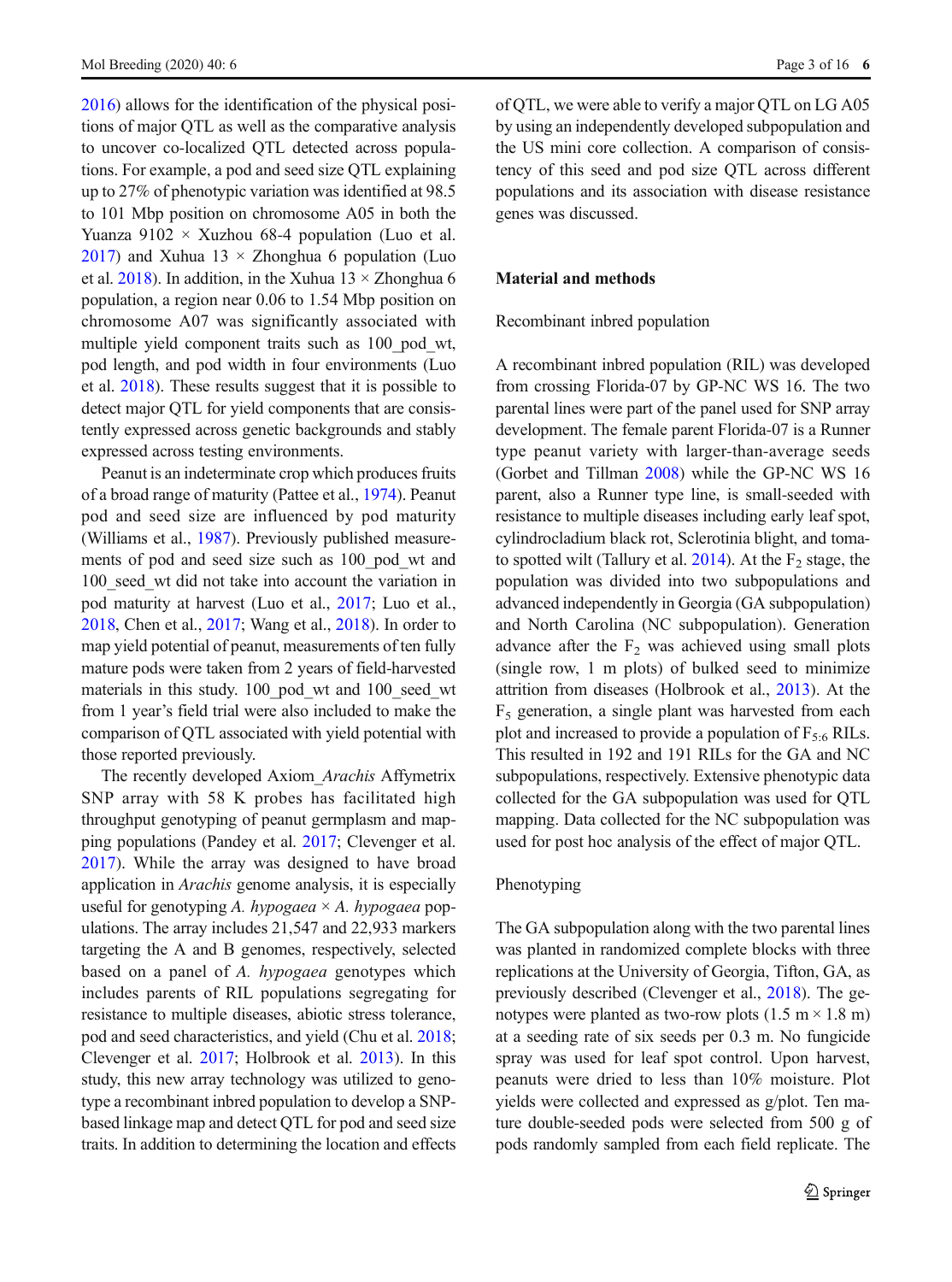2016) allows for the identification of the physical positions of major QTL as well as the comparative analysis to uncover co-localized QTL detected across populations. For example, a pod and seed size QTL explaining up to 27% of phenotypic variation was identified at 98.5 to 101 Mbp position on chromosome A05 in both the Yuanza 9102 × Xuzhou 68-4 population (Luo et al. 2017) and Xuhua 13 × Zhonghua 6 population (Luo et al. 2018). In addition, in the Xuhua 13 × Zhonghua 6 population, a region near 0.06 to 1.54 Mbp position on chromosome A07 was significantly associated with multiple yield component traits such as 100_pod_wt, pod length, and pod width in four environments (Luo et al. 2018). These results suggest that it is possible to detect major QTL for yield components that are consistently expressed across genetic backgrounds and stably expressed across testing environments.

Peanut is an indeterminate crop which produces fruits of a broad range of maturity (Pattee et al., 1974). Peanut pod and seed size are influenced by pod maturity (Williams et al., 1987). Previously published measurements of pod and seed size such as 100_pod_wt and 100_seed_wt did not take into account the variation in pod maturity at harvest (Luo et al., 2017; Luo et al., 2018, Chen et al., 2017; Wang et al., 2018). In order to map yield potential of peanut, measurements of ten fully mature pods were taken from 2 years of field-harvested materials in this study. 100_pod_wt and 100_seed_wt from 1 year's field trial were also included to make the comparison of QTL associated with yield potential with those reported previously.

The recently developed Axiom_*Arachis* Affymetrix SNP array with 58 K probes has facilitated high throughput genotyping of peanut germplasm and mapping populations (Pandey et al. 2017; Clevenger et al. 2017). While the array was designed to have broad application in *Arachis* genome analysis, it is especially useful for genotyping *A. hypogaea* × *A. hypogaea* populations. The array includes 21,547 and 22,933 markers targeting the A and B genomes, respectively, selected based on a panel of *A. hypogaea* genotypes which includes parents of RIL populations segregating for resistance to multiple diseases, abiotic stress tolerance, pod and seed characteristics, and yield (Chu et al. 2018; Clevenger et al. 2017; Holbrook et al. 2013). In this study, this new array technology was utilized to genotype a recombinant inbred population to develop a SNP-based linkage map and detect QTL for pod and seed size traits. In addition to determining the location and effects of QTL, we were able to verify a major QTL on LG A05 by using an independently developed subpopulation and the US mini core collection. A comparison of consistency of this seed and pod size QTL across different populations and its association with disease resistance genes was discussed.

## Material and methods

### Recombinant inbred population

A recombinant inbred population (RIL) was developed from crossing Florida-07 by GP-NC WS 16. The two parental lines were part of the panel used for SNP array development. The female parent Florida-07 is a Runner type peanut variety with larger-than-average seeds (Gorbet and Tillman 2008) while the GP-NC WS 16 parent, also a Runner type line, is small-seeded with resistance to multiple diseases including early leaf spot, cylindrocladium black rot, Sclerotinia blight, and tomato spotted wilt (Tallury et al. 2014). At the $F_2$ stage, the population was divided into two subpopulations and advanced independently in Georgia (GA subpopulation) and North Carolina (NC subpopulation). Generation advance after the $F_2$ was achieved using small plots (single row, 1 m plots) of bulked seed to minimize attrition from diseases (Holbrook et al., 2013). At the $F_5$ generation, a single plant was harvested from each plot and increased to provide a population of $F_{5:6}$ RILs. This resulted in 192 and 191 RILs for the GA and NC subpopulations, respectively. Extensive phenotypic data collected for the GA subpopulation was used for QTL mapping. Data collected for the NC subpopulation was used for post hoc analysis of the effect of major QTL.

### Phenotyping

The GA subpopulation along with the two parental lines was planted in randomized complete blocks with three replications at the University of Georgia, Tifton, GA, as previously described (Clevenger et al., 2018). The genotypes were planted as two-row plots (1.5 m × 1.8 m) at a seeding rate of six seeds per 0.3 m. No fungicide spray was used for leaf spot control. Upon harvest, peanuts were dried to less than 10% moisture. Plot yields were collected and expressed as g/plot. Ten mature double-seeded pods were selected from 500 g of pods randomly sampled from each field replicate. The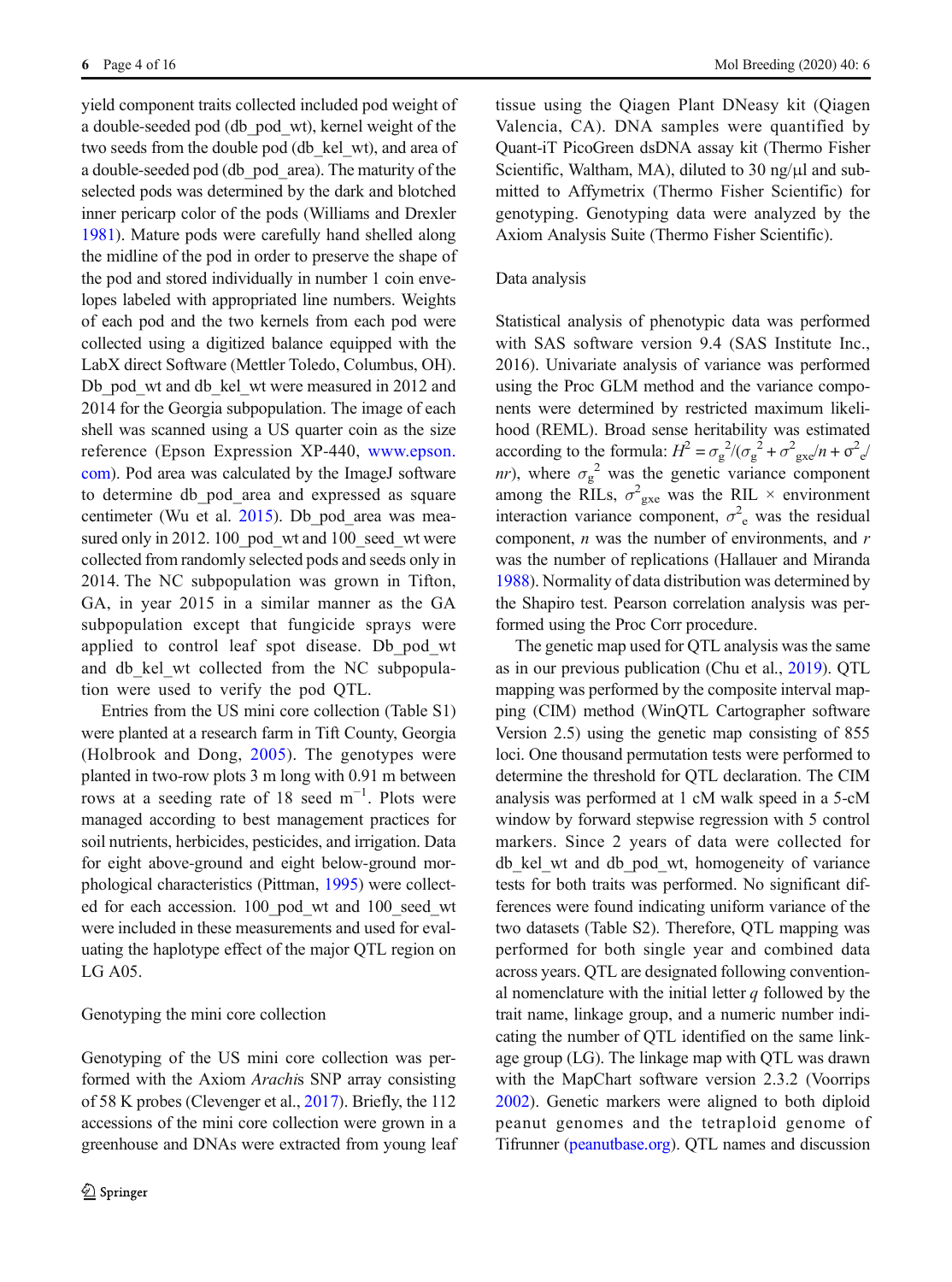yield component traits collected included pod weight of a double-seeded pod (db_pod_wt), kernel weight of the two seeds from the double pod (db_kel_wt), and area of a double-seeded pod (db_pod_area). The maturity of the selected pods was determined by the dark and blotched inner pericarp color of the pods (Williams and Drexler 1981). Mature pods were carefully hand shelled along the midline of the pod in order to preserve the shape of the pod and stored individually in number 1 coin envelopes labeled with appropriated line numbers. Weights of each pod and the two kernels from each pod were collected using a digitized balance equipped with the LabX direct Software (Mettler Toledo, Columbus, OH). Db_pod_wt and db_kel_wt were measured in 2012 and 2014 for the Georgia subpopulation. The image of each shell was scanned using a US quarter coin as the size reference (Epson Expression XP-440, www.epson.com). Pod area was calculated by the ImageJ software to determine db_pod_area and expressed as square centimeter (Wu et al. 2015). Db_pod_area was measured only in 2012. 100_pod_wt and 100_seed_wt were collected from randomly selected pods and seeds only in 2014. The NC subpopulation was grown in Tifton, GA, in year 2015 in a similar manner as the GA subpopulation except that fungicide sprays were applied to control leaf spot disease. Db_pod_wt and db_kel_wt collected from the NC subpopulation were used to verify the pod QTL.

Entries from the US mini core collection (Table S1) were planted at a research farm in Tift County, Georgia (Holbrook and Dong, 2005). The genotypes were planted in two-row plots 3 m long with 0.91 m between rows at a seeding rate of 18 seed $m^{-1}$. Plots were managed according to best management practices for soil nutrients, herbicides, pesticides, and irrigation. Data for eight above-ground and eight below-ground morphological characteristics (Pittman, 1995) were collected for each accession. 100_pod_wt and 100_seed_wt were included in these measurements and used for evaluating the haplotype effect of the major QTL region on LG A05.

## Genotyping the mini core collection

Genotyping of the US mini core collection was performed with the Axiom *Arachis* SNP array consisting of 58 K probes (Clevenger et al., 2017). Briefly, the 112 accessions of the mini core collection were grown in a greenhouse and DNAs were extracted from young leaf tissue using the Qiagen Plant DNeasy kit (Qiagen Valencia, CA). DNA samples were quantified by Quant-iT PicoGreen dsDNA assay kit (Thermo Fisher Scientific, Waltham, MA), diluted to 30 ng/μl and submitted to Affymetrix (Thermo Fisher Scientific) for genotyping. Genotyping data were analyzed by the Axiom Analysis Suite (Thermo Fisher Scientific).

## Data analysis

Statistical analysis of phenotypic data was performed with SAS software version 9.4 (SAS Institute Inc., 2016). Univariate analysis of variance was performed using the Proc GLM method and the variance components were determined by restricted maximum likelihood (REML). Broad sense heritability was estimated according to the formula: $H^2 = \sigma_g^2/(\sigma_g^2 + \sigma^2_{gxe}/n + \sigma^2_e/nr)$, where $\sigma_g^2$ was the genetic variance component among the RILs, $\sigma^2_{gxe}$ was the RIL × environment interaction variance component, $\sigma^2_e$ was the residual component, $n$ was the number of environments, and $r$ was the number of replications (Hallauer and Miranda 1988). Normality of data distribution was determined by the Shapiro test. Pearson correlation analysis was performed using the Proc Corr procedure.

The genetic map used for QTL analysis was the same as in our previous publication (Chu et al., 2019). QTL mapping was performed by the composite interval mapping (CIM) method (WinQTL Cartographer software Version 2.5) using the genetic map consisting of 855 loci. One thousand permutation tests were performed to determine the threshold for QTL declaration. The CIM analysis was performed at 1 cM walk speed in a 5-cM window by forward stepwise regression with 5 control markers. Since 2 years of data were collected for db_kel_wt and db_pod_wt, homogeneity of variance tests for both traits was performed. No significant differences were found indicating uniform variance of the two datasets (Table S2). Therefore, QTL mapping was performed for both single year and combined data across years. QTL are designated following conventional nomenclature with the initial letter *q* followed by the trait name, linkage group, and a numeric number indicating the number of QTL identified on the same linkage group (LG). The linkage map with QTL was drawn with the MapChart software version 2.3.2 (Voorrips 2002). Genetic markers were aligned to both diploid peanut genomes and the tetraploid genome of Tifrunner (peanutbase.org). QTL names and discussion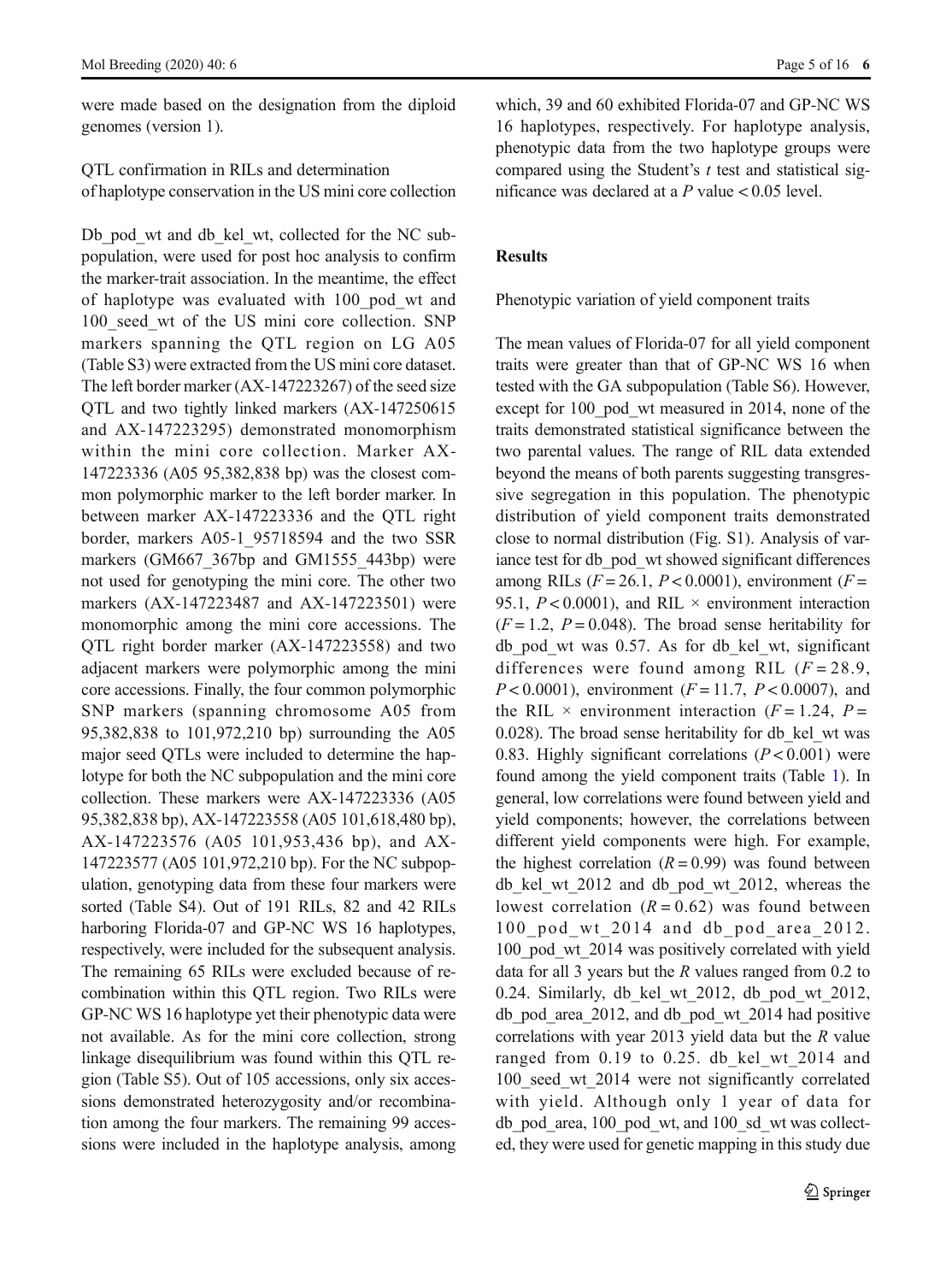were made based on the designation from the diploid genomes (version 1).

### QTL confirmation in RILs and determination of haplotype conservation in the US mini core collection

Db_pod_wt and db_kel_wt, collected for the NC subpopulation, were used for post hoc analysis to confirm the marker-trait association. In the meantime, the effect of haplotype was evaluated with 100_pod_wt and 100_seed_wt of the US mini core collection. SNP markers spanning the QTL region on LG A05 (Table S3) were extracted from the US mini core dataset. The left border marker (AX-147223267) of the seed size QTL and two tightly linked markers (AX-147250615 and AX-147223295) demonstrated monomorphism within the mini core collection. Marker AX-147223336 (A05 95,382,838 bp) was the closest common polymorphic marker to the left border marker. In between marker AX-147223336 and the QTL right border, markers A05-1_95718594 and the two SSR markers (GM667_367bp and GM1555_443bp) were not used for genotyping the mini core. The other two markers (AX-147223487 and AX-147223501) were monomorphic among the mini core accessions. The QTL right border marker (AX-147223558) and two adjacent markers were polymorphic among the mini core accessions. Finally, the four common polymorphic SNP markers (spanning chromosome A05 from 95,382,838 to 101,972,210 bp) surrounding the A05 major seed QTLs were included to determine the haplotype for both the NC subpopulation and the mini core collection. These markers were AX-147223336 (A05 95,382,838 bp), AX-147223558 (A05 101,618,480 bp), AX-147223576 (A05 101,953,436 bp), and AX-147223577 (A05 101,972,210 bp). For the NC subpopulation, genotyping data from these four markers were sorted (Table S4). Out of 191 RILs, 82 and 42 RILs harboring Florida-07 and GP-NC WS 16 haplotypes, respectively, were included for the subsequent analysis. The remaining 65 RILs were excluded because of recombination within this QTL region. Two RILs were GP-NC WS 16 haplotype yet their phenotypic data were not available. As for the mini core collection, strong linkage disequilibrium was found within this QTL region (Table S5). Out of 105 accessions, only six accessions demonstrated heterozygosity and/or recombination among the four markers. The remaining 99 accessions were included in the haplotype analysis, among which, 39 and 60 exhibited Florida-07 and GP-NC WS 16 haplotypes, respectively. For haplotype analysis, phenotypic data from the two haplotype groups were compared using the Student's *t* test and statistical significance was declared at a $P$ value $< 0.05$ level.

## Results

### Phenotypic variation of yield component traits

The mean values of Florida-07 for all yield component traits were greater than that of GP-NC WS 16 when tested with the GA subpopulation (Table S6). However, except for 100_pod_wt measured in 2014, none of the traits demonstrated statistical significance between the two parental values. The range of RIL data extended beyond the means of both parents suggesting transgressive segregation in this population. The phenotypic distribution of yield component traits demonstrated close to normal distribution (Fig. S1). Analysis of variance test for db_pod_wt showed significant differences among RILs ($F = 26.1$, $P < 0.0001$), environment ($F = 95.1$, $P < 0.0001$), and RIL × environment interaction ($F = 1.2$, $P = 0.048$). The broad sense heritability for db_pod_wt was 0.57. As for db_kel_wt, significant differences were found among RIL ($F = 28.9$, $P < 0.0001$), environment ($F = 11.7$, $P < 0.0007$), and the RIL × environment interaction ($F = 1.24$, $P = 0.028$). The broad sense heritability for db_kel_wt was 0.83. Highly significant correlations ($P < 0.001$) were found among the yield component traits (Table 1). In general, low correlations were found between yield and yield components; however, the correlations between different yield components were high. For example, the highest correlation ($R = 0.99$) was found between db_kel_wt_2012 and db_pod_wt_2012, whereas the lowest correlation ($R = 0.62$) was found between 100_pod_wt_2014 and db_pod_area_2012. 100_pod_wt_2014 was positively correlated with yield data for all 3 years but the $R$ values ranged from 0.2 to 0.24. Similarly, db_kel_wt_2012, db_pod_wt_2012, db_pod_area_2012, and db_pod_wt_2014 had positive correlations with year 2013 yield data but the $R$ value ranged from 0.19 to 0.25. db_kel_wt_2014 and 100_seed_wt_2014 were not significantly correlated with yield. Although only 1 year of data for db_pod_area, 100_pod_wt, and 100_sd_wt was collected, they were used for genetic mapping in this study due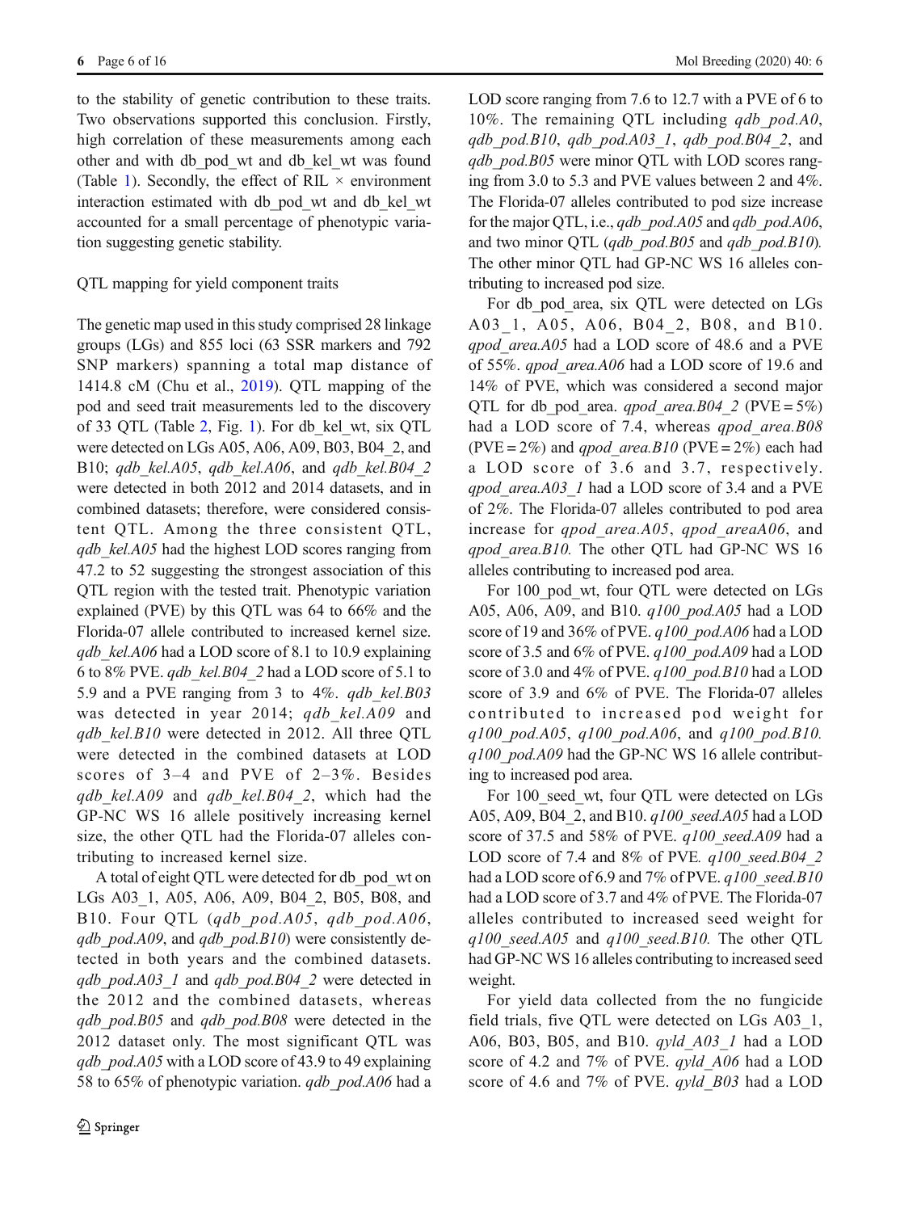to the stability of genetic contribution to these traits. Two observations supported this conclusion. Firstly, high correlation of these measurements among each other and with db_pod_wt and db_kel_wt was found (Table 1). Secondly, the effect of RIL × environment interaction estimated with db_pod_wt and db_kel_wt accounted for a small percentage of phenotypic variation suggesting genetic stability.

## QTL mapping for yield component traits

The genetic map used in this study comprised 28 linkage groups (LGs) and 855 loci (63 SSR markers and 792 SNP markers) spanning a total map distance of 1414.8 cM (Chu et al., 2019). QTL mapping of the pod and seed trait measurements led to the discovery of 33 QTL (Table 2, Fig. 1). For db_kel_wt, six QTL were detected on LGs A05, A06, A09, B03, B04_2, and B10; *qdb_kel.A05*, *qdb_kel.A06*, and *qdb_kel.B04_2* were detected in both 2012 and 2014 datasets, and in combined datasets; therefore, were considered consistent QTL. Among the three consistent QTL, *qdb_kel.A05* had the highest LOD scores ranging from 47.2 to 52 suggesting the strongest association of this QTL region with the tested trait. Phenotypic variation explained (PVE) by this QTL was 64 to 66% and the Florida-07 allele contributed to increased kernel size. *qdb_kel.A06* had a LOD score of 8.1 to 10.9 explaining 6 to 8% PVE. *qdb_kel.B04_2* had a LOD score of 5.1 to 5.9 and a PVE ranging from 3 to 4%. *qdb_kel.B03* was detected in year 2014; *qdb_kel.A09* and *qdb_kel.B10* were detected in 2012. All three QTL were detected in the combined datasets at LOD scores of 3–4 and PVE of 2–3%. Besides *qdb_kel.A09* and *qdb_kel.B04_2*, which had the GP-NC WS 16 allele positively increasing kernel size, the other QTL had the Florida-07 alleles contributing to increased kernel size.

A total of eight QTL were detected for db_pod_wt on LGs A03_1, A05, A06, A09, B04_2, B05, B08, and B10. Four QTL (*qdb_pod.A05*, *qdb_pod.A06*, *qdb_pod.A09*, and *qdb_pod.B10*) were consistently detected in both years and the combined datasets. *qdb_pod.A03_1* and *qdb_pod.B04_2* were detected in the 2012 and the combined datasets, whereas *qdb_pod.B05* and *qdb_pod.B08* were detected in the 2012 dataset only. The most significant QTL was *qdb_pod.A05* with a LOD score of 43.9 to 49 explaining 58 to 65% of phenotypic variation. *qdb_pod.A06* had a LOD score ranging from 7.6 to 12.7 with a PVE of 6 to 10%. The remaining QTL including *qdb_pod.A0*, *qdb_pod.B10*, *qdb_pod.A03_1*, *qdb_pod.B04_2*, and *qdb_pod.B05* were minor QTL with LOD scores ranging from 3.0 to 5.3 and PVE values between 2 and 4%. The Florida-07 alleles contributed to pod size increase for the major QTL, i.e., *qdb_pod.A05* and *qdb_pod.A06*, and two minor QTL (*qdb_pod.B05* and *qdb_pod.B10*). The other minor QTL had GP-NC WS 16 alleles contributing to increased pod size.

For db_pod_area, six QTL were detected on LGs A03_1, A05, A06, B04_2, B08, and B10. *qpod_area.A05* had a LOD score of 48.6 and a PVE of 55%. *qpod_area.A06* had a LOD score of 19.6 and 14% of PVE, which was considered a second major QTL for db_pod_area. *qpod_area.B04_2* (PVE = 5%) had a LOD score of 7.4, whereas *qpod_area.B08* (PVE = 2%) and *qpod_area.B10* (PVE = 2%) each had a LOD score of 3.6 and 3.7, respectively. *qpod_area.A03_1* had a LOD score of 3.4 and a PVE of 2%. The Florida-07 alleles contributed to pod area increase for *qpod_area.A05*, *qpod_areaA06*, and *qpod_area.B10.* The other QTL had GP-NC WS 16 alleles contributing to increased pod area.

For 100_pod_wt, four QTL were detected on LGs A05, A06, A09, and B10. *q100_pod.A05* had a LOD score of 19 and 36% of PVE. *q100_pod.A06* had a LOD score of 3.5 and 6% of PVE. *q100_pod.A09* had a LOD score of 3.0 and 4% of PVE. *q100_pod.B10* had a LOD score of 3.9 and 6% of PVE. The Florida-07 alleles contributed to increased pod weight for *q100_pod.A05*, *q100_pod.A06*, and *q100_pod.B10.* *q100_pod.A09* had the GP-NC WS 16 allele contributing to increased pod area.

For 100_seed_wt, four QTL were detected on LGs A05, A09, B04_2, and B10. *q100_seed.A05* had a LOD score of 37.5 and 58% of PVE. *q100_seed.A09* had a LOD score of 7.4 and 8% of PVE*.* *q100_seed.B04_2* had a LOD score of 6.9 and 7% of PVE. *q100_seed.B10* had a LOD score of 3.7 and 4% of PVE. The Florida-07 alleles contributed to increased seed weight for *q100_seed.A05* and *q100_seed.B10.* The other QTL had GP-NC WS 16 alleles contributing to increased seed weight.

For yield data collected from the no fungicide field trials, five QTL were detected on LGs A03_1, A06, B03, B05, and B10. *qyld_A03_1* had a LOD score of 4.2 and 7% of PVE. *qyld_A06* had a LOD score of 4.6 and 7% of PVE. *qyld_B03* had a LOD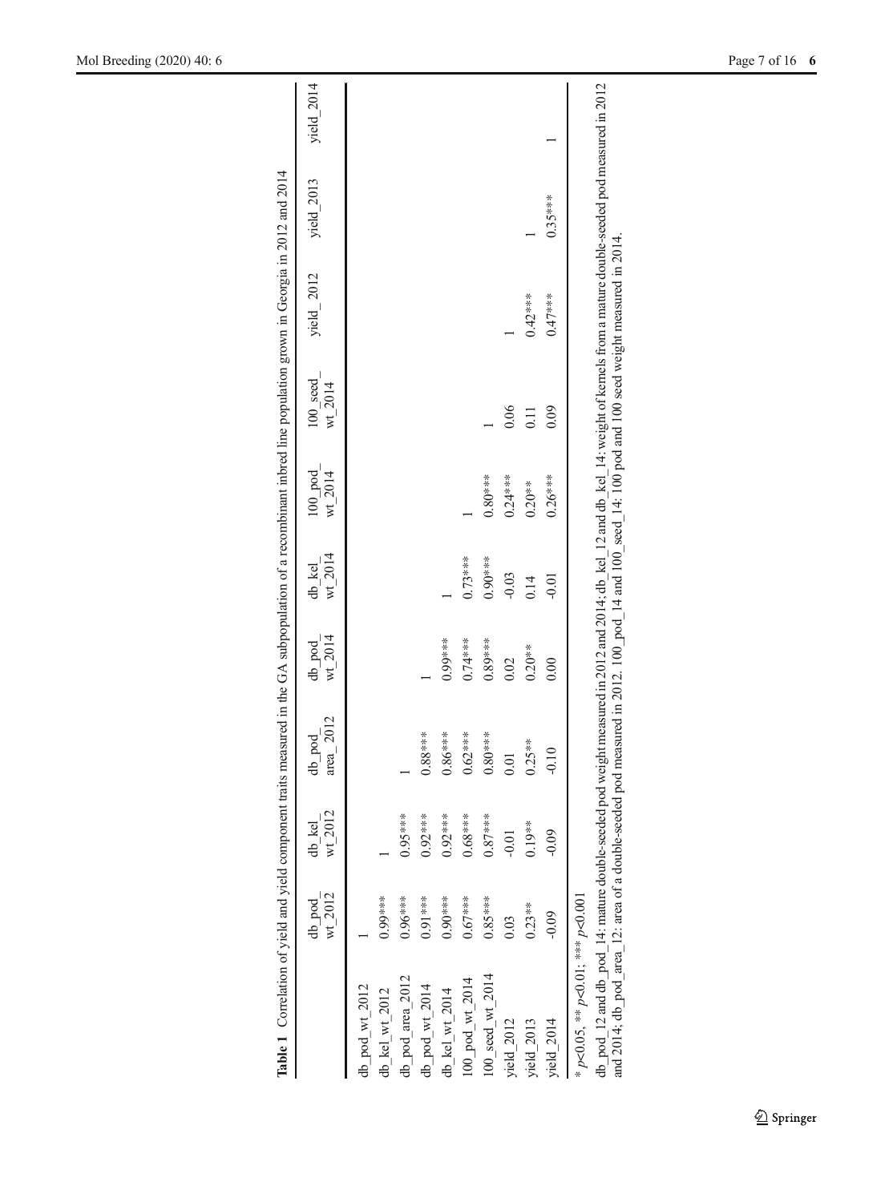**Table 1** Correlation of yield and yield component traits measured in the GA subpopulation of a recombinant inbred line population grown in Georgia in 2012 and 2014

| | db_pod_wt_2012 | db_kel_wt_2012 | db_pod_area_2012 | db_pod_wt_2014 | db_kel_wt_2014 | 100_pod_wt_2014 | 100_seed_wt_2014 | yield_2012 | yield_2013 | yield_2014 |
|---|---|---|---|---|---|---|---|---|---|---|
| db_pod_wt_2012 | 1 | | | | | | | | | |
| db_kel_wt_2012 | 0.99*** | 1 | | | | | | | | |
| db_pod_area_2012 | 0.96*** | 0.95*** | 1 | | | | | | | |
| db_pod_wt_2014 | 0.91*** | 0.92*** | 0.88*** | 1 | | | | | | |
| db_kel_wt_2014 | 0.90*** | 0.92*** | 0.86*** | 0.99*** | 1 | | | | | |
| 100_pod_wt_2014 | 0.67*** | 0.68*** | 0.62*** | 0.74*** | 0.73*** | 1 | | | | |
| 100_seed_wt_2014 | 0.85*** | 0.87*** | 0.80*** | 0.89*** | 0.90*** | 0.80*** | 1 | | | |
| yield_2012 | 0.03 | -0.01 | 0.01 | 0.02 | -0.03 | 0.24*** | 0.06 | 1 | | |
| yield_2013 | 0.23** | 0.19** | 0.25** | 0.20** | 0.14 | 0.20** | 0.11 | 0.42*** | 1 | |
| yield_2014 | -0.09 | -0.09 | -0.10 | 0.00 | -0.01 | 0.26*** | 0.09 | 0.47*** | 0.35*** | 1 |

* $p<0.05$, ** $p<0.01$; *** $p<0.001$

db_pod_12 and db_pod_14: mature double-seeded pod weight measured in 2012 and 2014; db_kel_12 and db_kel_14: weight of kernels from a mature double-seeded pod measured in 2012 and 2014; db_pod_area_12: area of a double-seeded pod measured in 2012. 100_pod_14 and 100_seed_14: 100 pod and 100 seed weight measured in 2014.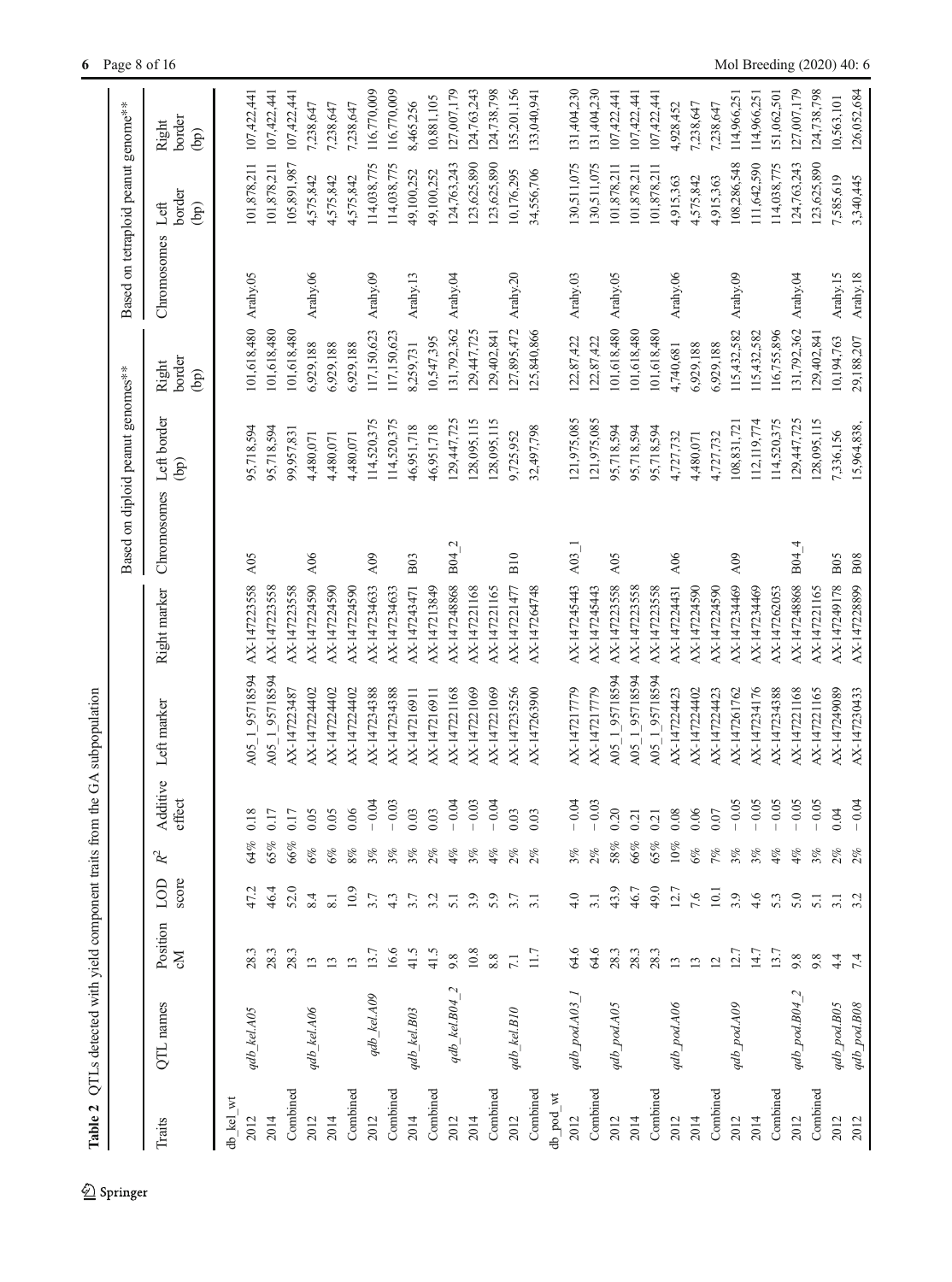**Table 2** QTLs detected with yield component traits from the GA subpopulation

| Traits | QTL names | Position cM | LOD score | $R^2$ | Additive effect | Left marker | Right marker | Based on diploid peanut genomes** | | | Based on tetraploid peanut genome** | | |
|---|---|---|---|---|---|---|---|---|---|---|---|---|---|
| | | | | | | | | Chromosomes | Left border (bp) | Right border (bp) | Chromosomes | Left border (bp) | Right border (bp) |
| db_kel_wt | | | | | | | | | | | | | |
| 2012 | *qdb_kel.A05* | 28.3 | 47.2 | 64% | 0.18 | A05_1_95718594 | AX-147223558 | A05 | 95,718,594 | 101,618,480 | Arahy.05 | 101,878,211 | 107,422,441 |
| 2014 | | 28.3 | 46.4 | 65% | 0.17 | A05_1_95718594 | AX-147223558 | | 95,718,594 | 101,618,480 | | 101,878,211 | 107,422,441 |
| Combined | | 28.3 | 52.0 | 66% | 0.17 | AX-147223487 | AX-147223558 | | 99,957,831 | 101,618,480 | | 105,891,987 | 107,422,441 |
| 2012 | *qdb_kel.A06* | 13 | 8.4 | 6% | 0.05 | AX-147224402 | AX-147224590 | A06 | 4,480,071 | 6,929,188 | Arahy.06 | 4,575,842 | 7,238,647 |
| 2014 | | 13 | 8.1 | 6% | 0.05 | AX-147224402 | AX-147224590 | | 4,480,071 | 6,929,188 | | 4,575,842 | 7,238,647 |
| Combined | | 13 | 10.9 | 8% | 0.06 | AX-147224402 | AX-147224590 | | 4,480,071 | 6,929,188 | | 4,575,842 | 7,238,647 |
| 2012 | *qdb_kel.A09* | 13.7 | 3.7 | 3% | −0.04 | AX-147234388 | AX-147234633 | A09 | 114,520,375 | 117,150,623 | Arahy.09 | 114,038,775 | 116,770,009 |
| Combined | | 16.6 | 4.3 | 3% | −0.03 | AX-147234388 | AX-147234633 | | 114,520,375 | 117,150,623 | | 114,038,775 | 116,770,009 |
| 2014 | *qdb_kel.B03* | 41.5 | 3.7 | 3% | 0.03 | AX-147216911 | AX-147243471 | B03 | 46,951,718 | 8,259,731 | Arahy.13 | 49,100,252 | 8,465,256 |
| Combined | | 41.5 | 3.2 | 2% | 0.03 | AX-147216911 | AX-147213849 | | 46,951,718 | 10,547,395 | | 49,100,252 | 10,881,105 |
| 2012 | *qdb_kel.B04_2* | 9.8 | 5.1 | 4% | −0.04 | AX-147221168 | AX-147248868 | B04_2 | 129,447,725 | 131,792,362 | Arahy.04 | 124,763,243 | 127,007,179 |
| 2014 | | 10.8 | 3.9 | 3% | −0.03 | AX-147221069 | AX-147221168 | | 128,095,115 | 129,447,725 | | 123,625,890 | 124,763,243 |
| Combined | | 8.8 | 5.9 | 4% | −0.04 | AX-147221069 | AX-147221165 | | 128,095,115 | 129,402,841 | | 123,625,890 | 124,738,798 |
| 2012 | *qdb_kel.B10* | 7.1 | 3.7 | 2% | 0.03 | AX-147235256 | AX-147221477 | B10 | 9,725,952 | 127,895,472 | Arahy.20 | 10,176,295 | 135,201,156 |
| Combined | | 11.7 | 3.1 | 2% | 0.03 | AX-147263900 | AX-147264748 | | 32,497,798 | 125,840,866 | | 34,556,706 | 133,040,941 |
| db_pod_wt | | | | | | | | | | | | | |
| 2012 | *qdb_pod.A03_1* | 64.6 | 4.0 | 3% | −0.04 | AX-147217779 | AX-147245443 | A03_1 | 121,975,085 | 122,87,422 | Arahy.03 | 130,511,075 | 131,404,230 |
| Combined | | 64.6 | 3.1 | 2% | −0.03 | AX-147217779 | AX-147245443 | | 121,975,085 | 122,87,422 | | 130,511,075 | 131,404,230 |
| 2012 | *qdb_pod.A05* | 28.3 | 43.9 | 58% | 0.20 | A05_1_95718594 | AX-147223558 | A05 | 95,718,594 | 101,618,480 | Arahy.05 | 101,878,211 | 107,422,441 |
| 2014 | | 28.3 | 46.7 | 66% | 0.21 | A05_1_95718594 | AX-147223558 | | 95,718,594 | 101,618,480 | | 101,878,211 | 107,422,441 |
| Combined | | 28.3 | 49.0 | 65% | 0.21 | A05_1_95718594 | AX-147223558 | | 95,718,594 | 101,618,480 | | 101,878,211 | 107,422,441 |
| 2012 | *qdb_pod.A06* | 13 | 12.7 | 10% | 0.08 | AX-147224423 | AX-147224431 | A06 | 4,727,732 | 4,740,681 | Arahy.06 | 4,915,363 | 4,928,452 |
| 2014 | | 13 | 7.6 | 6% | 0.06 | AX-147224402 | AX-147224590 | | 4,480,071 | 6,929,188 | | 4,575,842 | 7,238,647 |
| Combined | | 12 | 10.1 | 7% | 0.07 | AX-147224423 | AX-147224590 | | 4,727,732 | 6,929,188 | | 4,915,363 | 7,238,647 |
| 2012 | *qdb_pod.A09* | 12.7 | 3.9 | 3% | −0.05 | AX-147261762 | AX-147234469 | A09 | 108,831,721 | 115,432,582 | Arahy.09 | 108,286,548 | 114,966,251 |
| 2014 | | 14.7 | 4.6 | 3% | −0.05 | AX-147234176 | AX-147234469 | | 112,119,774 | 115,432,582 | | 111,642,590 | 114,966,251 |
| Combined | | 13.7 | 5.3 | 4% | −0.05 | AX-147234388 | AX-147262053 | | 114,520,375 | 116,755,896 | | 114,038,775 | 151,062,501 |
| 2012 | *qdb_pod.B04_2* | 9.8 | 5.0 | 4% | −0.05 | AX-147221168 | AX-147248868 | B04_4 | 129,447,725 | 131,792,362 | Arahy.04 | 124,763,243 | 127,007,179 |
| Combined | | 9.8 | 5.1 | 3% | −0.05 | AX-147221165 | AX-147221165 | | 128,095,115 | 129,402,841 | | 123,625,890 | 124,738,798 |
| 2012 | *qdb_pod.B05* | 4.4 | 3.1 | 2% | 0.04 | AX-147249089 | AX-147249178 | B05 | 7,336,156 | 10,194,763 | Arahy.15 | 7,585,619 | 10,563,101 |
| 2012 | *qdb_pod.B08* | 7.4 | 3.2 | 2% | −0.04 | AX-147230433 | AX-147228899 | B08 | 15,964,838, | 29,188,207 | Arahy.18 | 3,340,445 | 126,052,684 |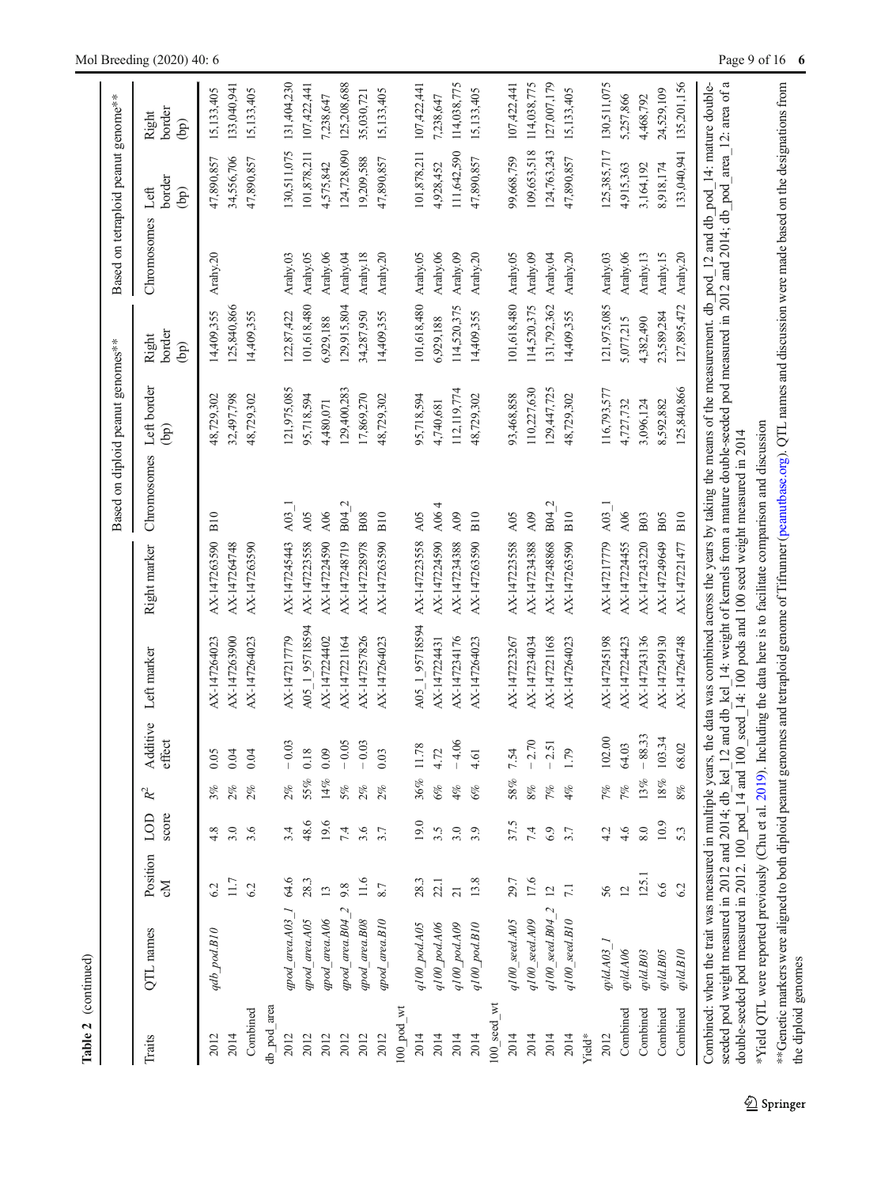**Table 2** (continued)

| Traits | QTL names | Position cM | LOD score | $R^2$ | Additive effect | Left marker | Right marker | Based on diploid peanut genomes** | | | Based on tetraploid peanut genome** | | |
|---|---|---|---|---|---|---|---|---|---|---|---|---|---|
| | | | | | | | | Chromosomes | Left border (bp) | Right border (bp) | Chromosomes | Left border (bp) | Right border (bp) |
| 2012 | *qdb_pod.B10* | 6.2 | 4.8 | 3% | 0.05 | AX-147264023 | AX-147263590 | B10 | 48,729,302 | 14,409,355 | Arahy.20 | 47,890,857 | 15,133,405 |
| 2014 | | 11.7 | 3.0 | 2% | 0.04 | AX-147263900 | AX-147264748 | | 32,497,798 | 125,840,866 | | 34,556,706 | 133,040,941 |
| Combined | | 6.2 | 3.6 | 2% | 0.04 | AX-147264023 | AX-147263590 | | 48,729,302 | 14,409,355 | | 47,890,857 | 15,133,405 |
| db_pod_area | | | | | | | | | | | | | |
| 2012 | *qpod_areaA03_1* | 64.6 | 3.4 | 2% | − 0.03 | AX-147217779 | AX-147245443 | A03_1 | 121,975,085 | 122,87,422 | Arahy.03 | 130,511,075 | 131,404,230 |
| 2012 | *qpod_areaA05* | 28.3 | 48.6 | 55% | 0.18 | A05_1_95718594 | AX-147223558 | A05 | 95,718,594 | 101,618,480 | Arahy.05 | 101,878,211 | 107,422,441 |
| 2012 | *qpod_areaA06* | 13 | 19.6 | 14% | 0.09 | AX-147224402 | AX-147224590 | A06 | 4,480,071 | 6,929,188 | Arahy.06 | 4,575,842 | 7,238,647 |
| 2012 | *qpod_areaB04_2* | 9.8 | 7.4 | 5% | − 0.05 | AX-147221164 | AX-147248719 | B04_2 | 129,400,283 | 129,915,804 | Arahy.04 | 124,728,090 | 125,208,688 |
| 2012 | *qpod_areaB08* | 11.6 | 3.6 | 2% | − 0.03 | AX-147257826 | AX-147228978 | B08 | 17,869,270 | 34,287,950 | Arahy.18 | 19,209,588 | 35,030,721 |
| 2012 | *qpod_areaB10* | 8.7 | 3.7 | 2% | 0.03 | AX-147264023 | AX-147263590 | B10 | 48,729,302 | 14,409,355 | Arahy.20 | 47,890,857 | 15,133,405 |
| 100_pod_wt | | | | | | | | | | | | | |
| 2014 | *q100_podA05* | 28.3 | 19.0 | 36% | 11.78 | A05_1_95718594 | AX-147223558 | A05 | 95,718,594 | 101,618,480 | Arahy.05 | 101,878,211 | 107,422,441 |
| 2014 | *q100_podA06* | 22.1 | 3.5 | 6% | 4.72 | AX-147224431 | AX-147224590 | A06 4 | 4,740,681 | 6,929,188 | Arahy.06 | 4,928,452 | 7,238,647 |
| 2014 | *q100_podA09* | 21 | 3.0 | 4% | − 4.06 | AX-147234176 | AX-147234388 | A09 | 112,119,774 | 114,520,375 | Arahy.09 | 111,642,590 | 114,038,775 |
| 2014 | *q100_podB10* | 13.8 | 3.9 | 6% | 4.61 | AX-147264023 | AX-147263590 | B10 | 48,729,302 | 14,409,355 | Arahy.20 | 47,890,857 | 15,133,405 |
| 100_seed_wt | | | | | | | | | | | | | |
| 2014 | *q100_seedA05* | 29.7 | 37.5 | 58% | 7.54 | AX-147223267 | AX-147223558 | A05 | 93,468,858 | 101,618,480 | Arahy.05 | 99,668,759 | 107,422,441 |
| 2014 | *q100_seedA09* | 17.6 | 7.4 | 8% | − 2.70 | AX-147234034 | AX-147234388 | A09 | 110,227,630 | 114,520,375 | Arahy.09 | 109,653,518 | 114,038,775 |
| 2014 | *q100_seedB04_2* | 12 | 6.9 | 7% | − 2.51 | AX-147221168 | AX-147248868 | B04_2 | 129,447,725 | 131,792,362 | Arahy.04 | 124,763,243 | 127,007,179 |
| 2014 | *q100_seedB10* | 7.1 | 3.7 | 4% | 1.79 | AX-147264023 | AX-147263590 | B10 | 48,729,302 | 14,409,355 | Arahy.20 | 47,890,857 | 15,133,405 |
| Yield* | | | | | | | | | | | | | |
| 2012 | *qyldA03_1* | 56 | 4.2 | 7% | 102.00 | AX-147245198 | AX-147217779 | A03_1 | 116,793,577 | 121,975,085 | Arahy.03 | 125,385,717 | 130,511,075 |
| Combined | *qyldA06* | 12 | 4.6 | 7% | 64.03 | AX-147224423 | AX-147224455 | A06 | 4,727,732 | 5,077,215 | Arahy.06 | 4,915,363 | 5,257,866 |
| Combined | *qyldB03* | 125.1 | 8.0 | 13% | − 88.33 | AX-147243136 | AX-147243220 | B03 | 3,096,124 | 4,382,490 | Arahy.13 | 3,164,192 | 4,468,792 |
| Combined | *qyldB05* | 6.6 | 10.9 | 18% | 103.34 | AX-147249130 | AX-147249649 | B05 | 8,592,882 | 23,589,284 | Arahy.15 | 8,918,174 | 24,529,109 |
| Combined | *qyldB10* | 6.2 | 5.3 | 8% | 68.02 | AX-147264748 | AX-147221477 | B10 | 125,840,866 | 127,895,472 | Arahy.20 | 133,040,941 | 135,201,156 |

Combined: when the trait was measured in multiple years, the data was combined across the years by taking the means of the measurement. db_pod_12 and db_pod_14: mature double-seeded pod weight measured in 2012 and 2014; db_kel_12 and db_kel_14: weight of kernels from a mature double-seeded pod measured in 2012 and 2014; db_pod_area_12: area of a double-seeded pod measured in 2012. 100_pod_14 and 100_seed_14: 100 pods and 100 seed weight measured in 2014

*Yield QTL were reported previously (Chu et al. 2019). Including the data here is to facilitate comparison and discussion

**Genetic markers were aligned to both diploid peanut genomes and tetraploid peanut genome of Tifrunner (peanutbase.org). QTL names and discussion were made based on the designations from the diploid genomes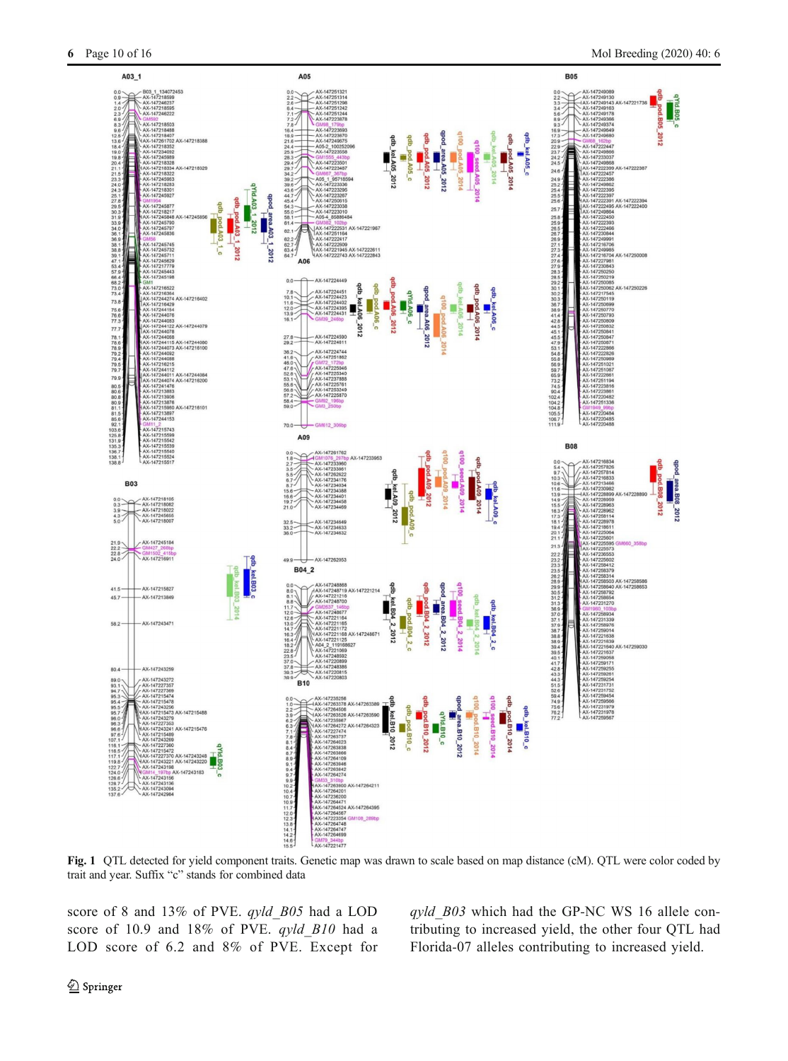**Fig. 1** QTL detected for yield component traits. Genetic map was drawn to scale based on map distance (cM). QTL were color coded by trait and year. Suffix "c" stands for combined data

score of 8 and 13% of PVE. *qyld_B05* had a LOD score of 10.9 and 18% of PVE. *qyld_B10* had a LOD score of 6.2 and 8% of PVE. Except for *qyld_B03* which had the GP-NC WS 16 allele contributing to increased yield, the other four QTL had Florida-07 alleles contributing to increased yield.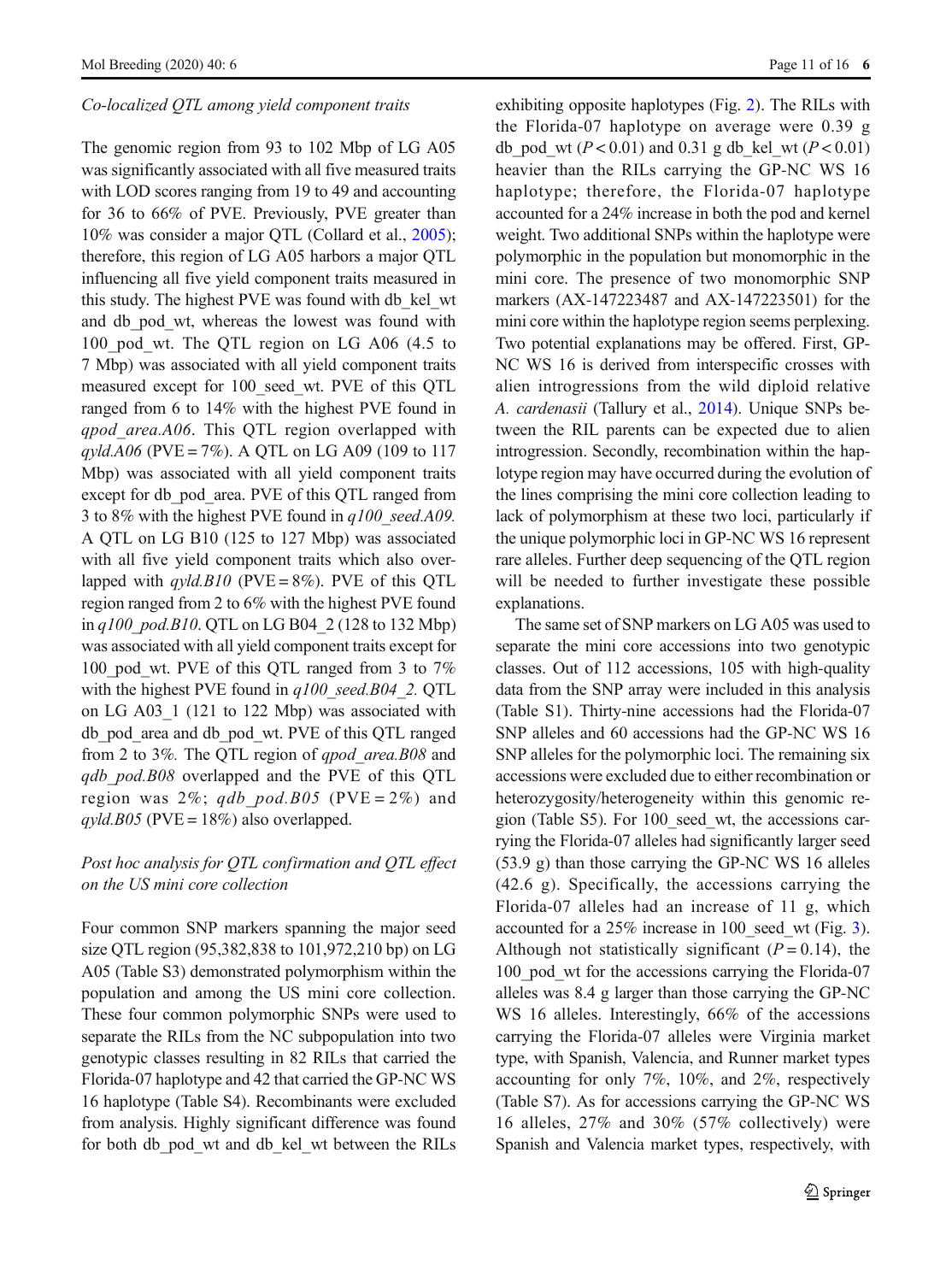*Co-localized QTL among yield component traits*

The genomic region from 93 to 102 Mbp of LG A05 was significantly associated with all five measured traits with LOD scores ranging from 19 to 49 and accounting for 36 to 66% of PVE. Previously, PVE greater than 10% was consider a major QTL (Collard et al., 2005); therefore, this region of LG A05 harbors a major QTL influencing all five yield component traits measured in this study. The highest PVE was found with db_kel_wt and db_pod_wt, whereas the lowest was found with 100_pod_wt. The QTL region on LG A06 (4.5 to 7 Mbp) was associated with all yield component traits measured except for 100_seed_wt. PVE of this QTL ranged from 6 to 14% with the highest PVE found in *qpod_area.A06*. This QTL region overlapped with *qyld.A06* (PVE = 7%). A QTL on LG A09 (109 to 117 Mbp) was associated with all yield component traits except for db_pod_area. PVE of this QTL ranged from 3 to 8% with the highest PVE found in *q100_seed.A09.* A QTL on LG B10 (125 to 127 Mbp) was associated with all five yield component traits which also overlapped with *qyld.B10* (PVE = 8%). PVE of this QTL region ranged from 2 to 6% with the highest PVE found in *q100_pod.B10*. QTL on LG B04_2 (128 to 132 Mbp) was associated with all yield component traits except for 100_pod_wt. PVE of this QTL ranged from 3 to 7% with the highest PVE found in *q100_seed.B04_2*. QTL on LG A03_1 (121 to 122 Mbp) was associated with db_pod_area and db_pod_wt. PVE of this QTL ranged from 2 to 3%. The QTL region of *qpod_area.B08* and *qdb_pod.B08* overlapped and the PVE of this QTL region was 2%; *qdb_pod.B05* (PVE = 2%) and *qyld.B05* (PVE = 18%) also overlapped.

*Post hoc analysis for QTL confirmation and QTL effect on the US mini core collection*

Four common SNP markers spanning the major seed size QTL region (95,382,838 to 101,972,210 bp) on LG A05 (Table S3) demonstrated polymorphism within the population and among the US mini core collection. These four common polymorphic SNPs were used to separate the RILs from the NC subpopulation into two genotypic classes resulting in 82 RILs that carried the Florida-07 haplotype and 42 that carried the GP-NC WS 16 haplotype (Table S4). Recombinants were excluded from analysis. Highly significant difference was found for both db_pod_wt and db_kel_wt between the RILs exhibiting opposite haplotypes (Fig. 2). The RILs with the Florida-07 haplotype on average were 0.39 g db_pod_wt ($P < 0.01$) and 0.31 g db_kel_wt ($P < 0.01$) heavier than the RILs carrying the GP-NC WS 16 haplotype; therefore, the Florida-07 haplotype accounted for a 24% increase in both the pod and kernel weight. Two additional SNPs within the haplotype were polymorphic in the population but monomorphic in the mini core. The presence of two monomorphic SNP markers (AX-147223487 and AX-147223501) for the mini core within the haplotype region seems perplexing. Two potential explanations may be offered. First, GP-NC WS 16 is derived from interspecific crosses with alien introgressions from the wild diploid relative *A. cardenasii* (Tallury et al., 2014). Unique SNPs between the RIL parents can be expected due to alien introgression. Secondly, recombination within the haplotype region may have occurred during the evolution of the lines comprising the mini core collection leading to lack of polymorphism at these two loci, particularly if the unique polymorphic loci in GP-NC WS 16 represent rare alleles. Further deep sequencing of the QTL region will be needed to further investigate these possible explanations.

The same set of SNP markers on LG A05 was used to separate the mini core accessions into two genotypic classes. Out of 112 accessions, 105 with high-quality data from the SNP array were included in this analysis (Table S1). Thirty-nine accessions had the Florida-07 SNP alleles and 60 accessions had the GP-NC WS 16 SNP alleles for the polymorphic loci. The remaining six accessions were excluded due to either recombination or heterozygosity/heterogeneity within this genomic region (Table S5). For 100_seed_wt, the accessions carrying the Florida-07 alleles had significantly larger seed (53.9 g) than those carrying the GP-NC WS 16 alleles (42.6 g). Specifically, the accessions carrying the Florida-07 alleles had an increase of 11 g, which accounted for a 25% increase in 100_seed_wt (Fig. 3). Although not statistically significant ($P = 0.14$), the 100_pod_wt for the accessions carrying the Florida-07 alleles was 8.4 g larger than those carrying the GP-NC WS 16 alleles. Interestingly, 66% of the accessions carrying the Florida-07 alleles were Virginia market type, with Spanish, Valencia, and Runner market types accounting for only 7%, 10%, and 2%, respectively (Table S7). As for accessions carrying the GP-NC WS 16 alleles, 27% and 30% (57% collectively) were Spanish and Valencia market types, respectively, with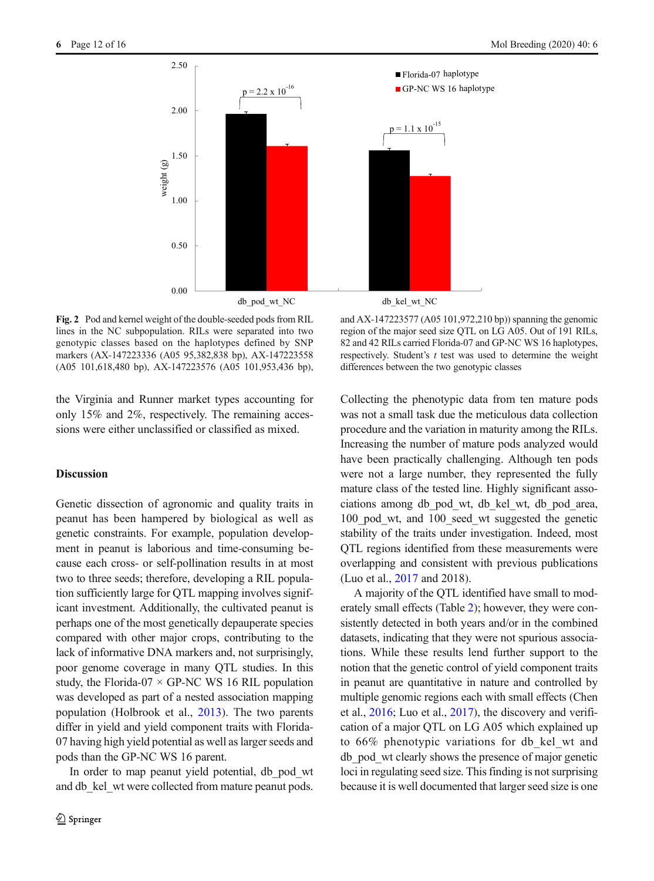**Fig. 2** Pod and kernel weight of the double-seeded pods from RIL lines in the NC subpopulation. RILs were separated into two genotypic classes based on the haplotypes defined by SNP markers (AX-147223336 (A05 95,382,838 bp), AX-147223558 (A05 101,618,480 bp), AX-147223576 (A05 101,953,436 bp), and AX-147223577 (A05 101,972,210 bp)) spanning the genomic region of the major seed size QTL on LG A05. Out of 191 RILs, 82 and 42 RILs carried Florida-07 and GP-NC WS 16 haplotypes, respectively. Student's *t* test was used to determine the weight differences between the two genotypic classes

the Virginia and Runner market types accounting for only 15% and 2%, respectively. The remaining accessions were either unclassified or classified as mixed.

## Discussion

Genetic dissection of agronomic and quality traits in peanut has been hampered by biological as well as genetic constraints. For example, population development in peanut is laborious and time-consuming because each cross- or self-pollination results in at most two to three seeds; therefore, developing a RIL population sufficiently large for QTL mapping involves significant investment. Additionally, the cultivated peanut is perhaps one of the most genetically depauperate species compared with other major crops, contributing to the lack of informative DNA markers and, not surprisingly, poor genome coverage in many QTL studies. In this study, the Florida-07 × GP-NC WS 16 RIL population was developed as part of a nested association mapping population (Holbrook et al., 2013). The two parents differ in yield and yield component traits with Florida-07 having high yield potential as well as larger seeds and pods than the GP-NC WS 16 parent.

In order to map peanut yield potential, db_pod_wt and db_kel_wt were collected from mature peanut pods. Collecting the phenotypic data from ten mature pods was not a small task due the meticulous data collection procedure and the variation in maturity among the RILs. Increasing the number of mature pods analyzed would have been practically challenging. Although ten pods were not a large number, they represented the fully mature class of the tested line. Highly significant associations among db_pod_wt, db_kel_wt, db_pod_area, 100_pod_wt, and 100_seed_wt suggested the genetic stability of the traits under investigation. Indeed, most QTL regions identified from these measurements were overlapping and consistent with previous publications (Luo et al., 2017 and 2018).

A majority of the QTL identified have small to moderately small effects (Table 2); however, they were consistently detected in both years and/or in the combined datasets, indicating that they were not spurious associations. While these results lend further support to the notion that the genetic control of yield component traits in peanut are quantitative in nature and controlled by multiple genomic regions each with small effects (Chen et al., 2016; Luo et al., 2017), the discovery and verification of a major QTL on LG A05 which explained up to 66% phenotypic variations for db_kel_wt and db_pod_wt clearly shows the presence of major genetic loci in regulating seed size. This finding is not surprising because it is well documented that larger seed size is one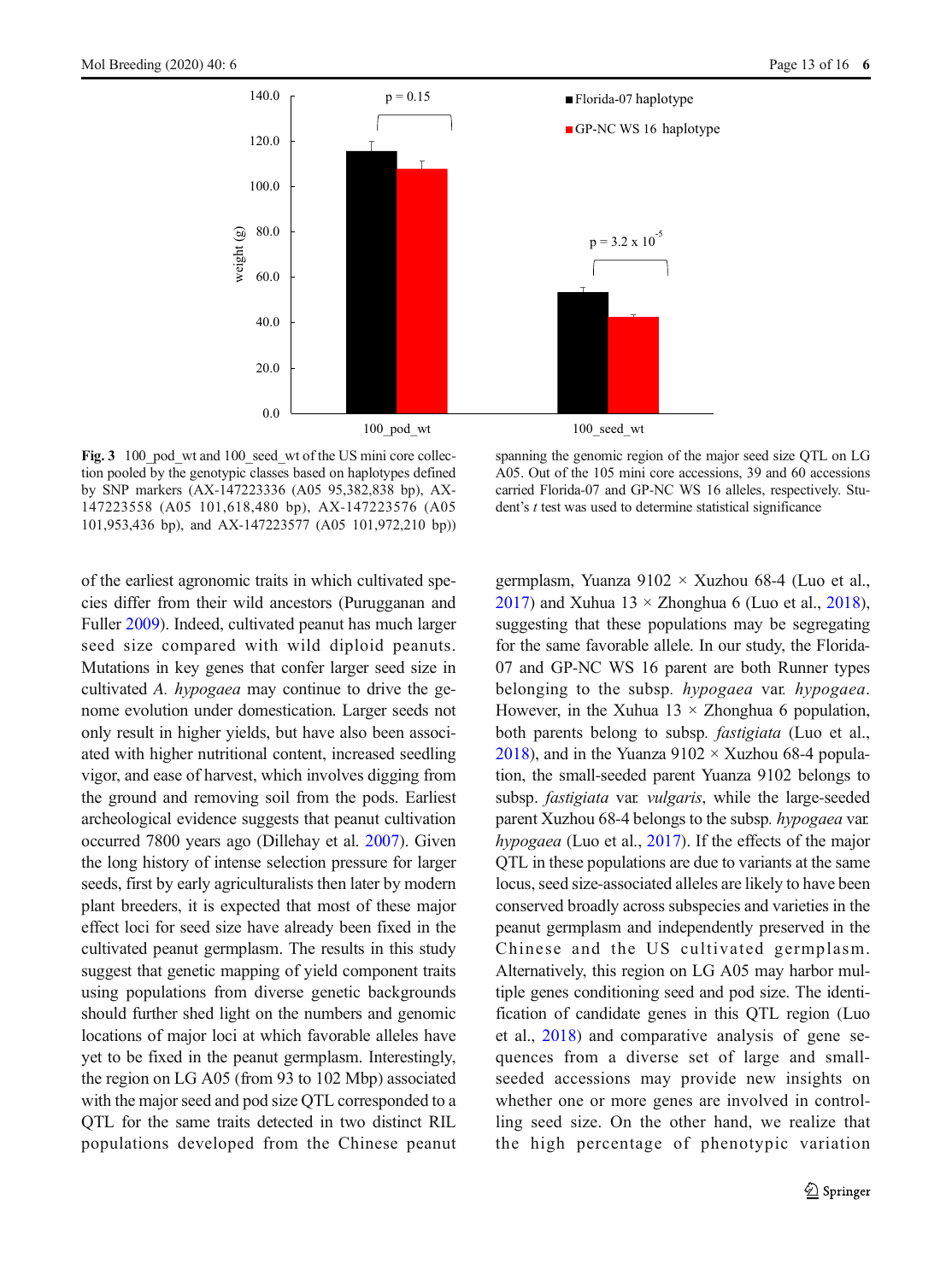**Fig. 3** 100_pod_wt and 100_seed_wt of the US mini core collection pooled by the genotypic classes based on haplotypes defined by SNP markers (AX-147223336 (A05 95,382,838 bp), AX-147223558 (A05 101,618,480 bp), AX-147223576 (A05 101,953,436 bp), and AX-147223577 (A05 101,972,210 bp)) spanning the genomic region of the major seed size QTL on LG A05. Out of the 105 mini core accessions, 39 and 60 accessions carried Florida-07 and GP-NC WS 16 alleles, respectively. Student's *t* test was used to determine statistical significance

of the earliest agronomic traits in which cultivated species differ from their wild ancestors (Purugganan and Fuller 2009). Indeed, cultivated peanut has much larger seed size compared with wild diploid peanuts. Mutations in key genes that confer larger seed size in cultivated *A. hypogaea* may continue to drive the genome evolution under domestication. Larger seeds not only result in higher yields, but have also been associated with higher nutritional content, increased seedling vigor, and ease of harvest, which involves digging from the ground and removing soil from the pods. Earliest archeological evidence suggests that peanut cultivation occurred 7800 years ago (Dillehay et al. 2007). Given the long history of intense selection pressure for larger seeds, first by early agriculturalists then later by modern plant breeders, it is expected that most of these major effect loci for seed size have already been fixed in the cultivated peanut germplasm. The results in this study suggest that genetic mapping of yield component traits using populations from diverse genetic backgrounds should further shed light on the numbers and genomic locations of major loci at which favorable alleles have yet to be fixed in the peanut germplasm. Interestingly, the region on LG A05 (from 93 to 102 Mbp) associated with the major seed and pod size QTL corresponded to a QTL for the same traits detected in two distinct RIL populations developed from the Chinese peanut germplasm, Yuanza 9102 × Xuzhou 68-4 (Luo et al., 2017) and Xuhua 13 × Zhonghua 6 (Luo et al., 2018), suggesting that these populations may be segregating for the same favorable allele. In our study, the Florida-07 and GP-NC WS 16 parent are both Runner types belonging to the subsp. *hypogaea* var. *hypogaea*. However, in the Xuhua 13 × Zhonghua 6 population, both parents belong to subsp. *fastigiata* (Luo et al., 2018), and in the Yuanza 9102 × Xuzhou 68-4 population, the small-seeded parent Yuanza 9102 belongs to subsp. *fastigiata* var. *vulgaris*, while the large-seeded parent Xuzhou 68-4 belongs to the subsp. *hypogaea* var. *hypogaea* (Luo et al., 2017). If the effects of the major QTL in these populations are due to variants at the same locus, seed size-associated alleles are likely to have been conserved broadly across subspecies and varieties in the peanut germplasm and independently preserved in the Chinese and the US cultivated germplasm. Alternatively, this region on LG A05 may harbor multiple genes conditioning seed and pod size. The identification of candidate genes in this QTL region (Luo et al., 2018) and comparative analysis of gene sequences from a diverse set of large and small-seeded accessions may provide new insights on whether one or more genes are involved in controlling seed size. On the other hand, we realize that the high percentage of phenotypic variation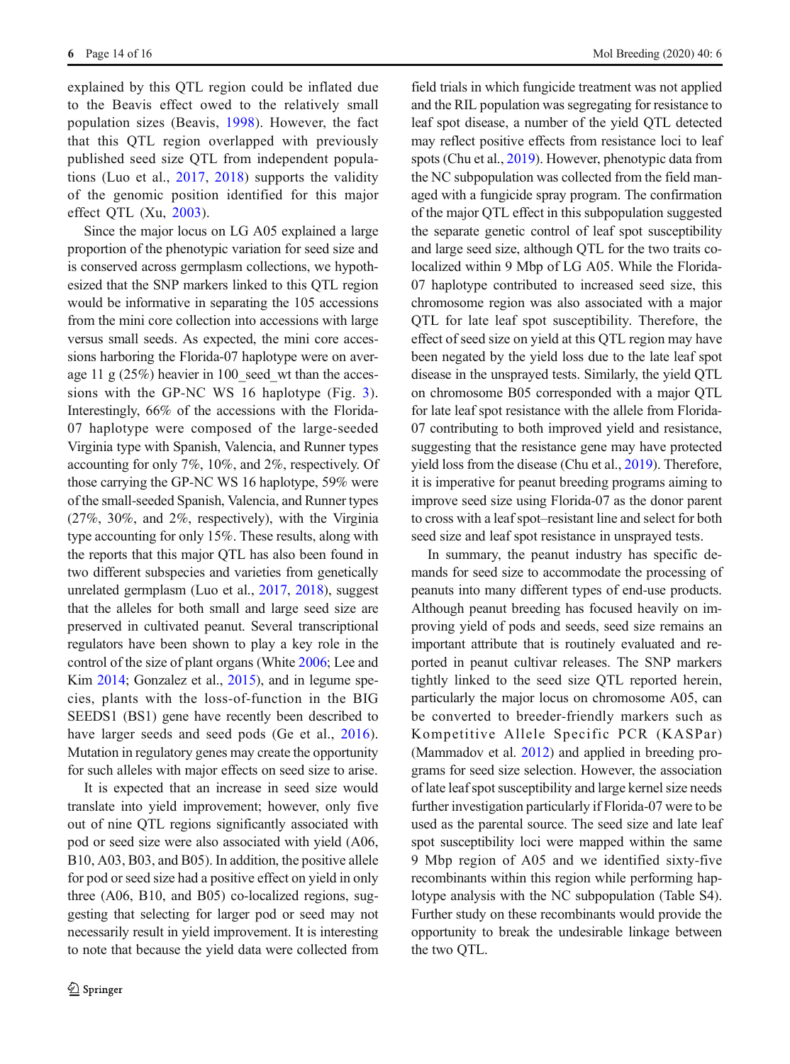explained by this QTL region could be inflated due to the Beavis effect owed to the relatively small population sizes (Beavis, 1998). However, the fact that this QTL region overlapped with previously published seed size QTL from independent populations (Luo et al., 2017, 2018) supports the validity of the genomic position identified for this major effect QTL (Xu, 2003).

Since the major locus on LG A05 explained a large proportion of the phenotypic variation for seed size and is conserved across germplasm collections, we hypothesized that the SNP markers linked to this QTL region would be informative in separating the 105 accessions from the mini core collection into accessions with large versus small seeds. As expected, the mini core accessions harboring the Florida-07 haplotype were on average 11 g (25%) heavier in 100_seed_wt than the accessions with the GP-NC WS 16 haplotype (Fig. 3). Interestingly, 66% of the accessions with the Florida-07 haplotype were composed of the large-seeded Virginia type with Spanish, Valencia, and Runner types accounting for only 7%, 10%, and 2%, respectively. Of those carrying the GP-NC WS 16 haplotype, 59% were of the small-seeded Spanish, Valencia, and Runner types (27%, 30%, and 2%, respectively), with the Virginia type accounting for only 15%. These results, along with the reports that this major QTL has also been found in two different subspecies and varieties from genetically unrelated germplasm (Luo et al., 2017, 2018), suggest that the alleles for both small and large seed size are preserved in cultivated peanut. Several transcriptional regulators have been shown to play a key role in the control of the size of plant organs (White 2006; Lee and Kim 2014; Gonzalez et al., 2015), and in legume species, plants with the loss-of-function in the BIG SEEDS1 (BS1) gene have recently been described to have larger seeds and seed pods (Ge et al., 2016). Mutation in regulatory genes may create the opportunity for such alleles with major effects on seed size to arise.

It is expected that an increase in seed size would translate into yield improvement; however, only five out of nine QTL regions significantly associated with pod or seed size were also associated with yield (A06, B10, A03, B03, and B05). In addition, the positive allele for pod or seed size had a positive effect on yield in only three (A06, B10, and B05) co-localized regions, suggesting that selecting for larger pod or seed may not necessarily result in yield improvement. It is interesting to note that because the yield data were collected from field trials in which fungicide treatment was not applied and the RIL population was segregating for resistance to leaf spot disease, a number of the yield QTL detected may reflect positive effects from resistance loci to leaf spots (Chu et al., 2019). However, phenotypic data from the NC subpopulation was collected from the field managed with a fungicide spray program. The confirmation of the major QTL effect in this subpopulation suggested the separate genetic control of leaf spot susceptibility and large seed size, although QTL for the two traits co-localized within 9 Mbp of LG A05. While the Florida-07 haplotype contributed to increased seed size, this chromosome region was also associated with a major QTL for late leaf spot susceptibility. Therefore, the effect of seed size on yield at this QTL region may have been negated by the yield loss due to the late leaf spot disease in the unsprayed tests. Similarly, the yield QTL on chromosome B05 corresponded with a major QTL for late leaf spot resistance with the allele from Florida-07 contributing to both improved yield and resistance, suggesting that the resistance gene may have protected yield loss from the disease (Chu et al., 2019). Therefore, it is imperative for peanut breeding programs aiming to improve seed size using Florida-07 as the donor parent to cross with a leaf spot–resistant line and select for both seed size and leaf spot resistance in unsprayed tests.

In summary, the peanut industry has specific demands for seed size to accommodate the processing of peanuts into many different types of end-use products. Although peanut breeding has focused heavily on improving yield of pods and seeds, seed size remains an important attribute that is routinely evaluated and reported in peanut cultivar releases. The SNP markers tightly linked to the seed size QTL reported herein, particularly the major locus on chromosome A05, can be converted to breeder-friendly markers such as Kompetitive Allele Specific PCR (KASPar) (Mammadov et al. 2012) and applied in breeding programs for seed size selection. However, the association of late leaf spot susceptibility and large kernel size needs further investigation particularly if Florida-07 were to be used as the parental source. The seed size and late leaf spot susceptibility loci were mapped within the same 9 Mbp region of A05 and we identified sixty-five recombinants within this region while performing haplotype analysis with the NC subpopulation (Table S4). Further study on these recombinants would provide the opportunity to break the undesirable linkage between the two QTL.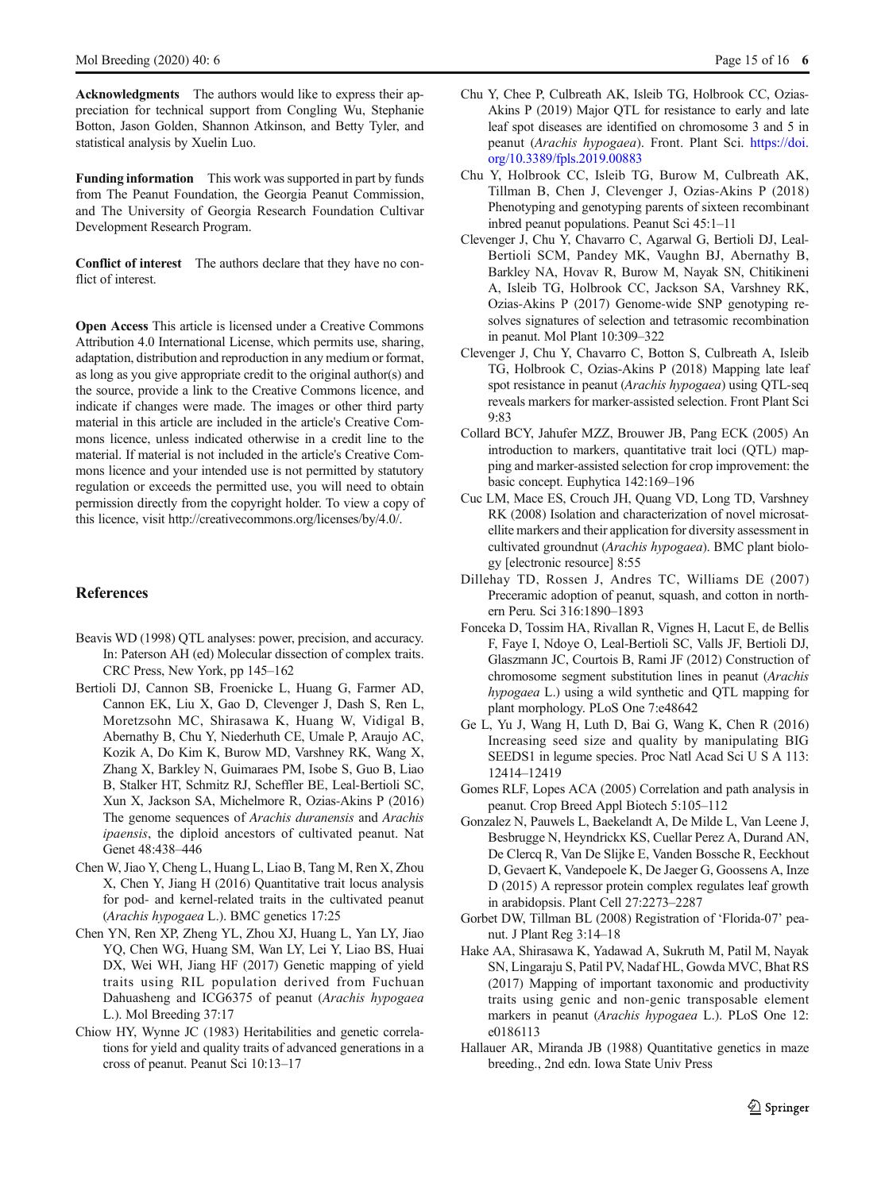**Acknowledgments** The authors would like to express their appreciation for technical support from Congling Wu, Stephanie Botton, Jason Golden, Shannon Atkinson, and Betty Tyler, and statistical analysis by Xuelin Luo.

**Funding information** This work was supported in part by funds from The Peanut Foundation, the Georgia Peanut Commission, and The University of Georgia Research Foundation Cultivar Development Research Program.

**Conflict of interest** The authors declare that they have no conflict of interest.

**Open Access** This article is licensed under a Creative Commons Attribution 4.0 International License, which permits use, sharing, adaptation, distribution and reproduction in any medium or format, as long as you give appropriate credit to the original author(s) and the source, provide a link to the Creative Commons licence, and indicate if changes were made. The images or other third party material in this article are included in the article's Creative Commons licence, unless indicated otherwise in a credit line to the material. If material is not included in the article's Creative Commons licence and your intended use is not permitted by statutory regulation or exceeds the permitted use, you will need to obtain permission directly from the copyright holder. To view a copy of this licence, visit http://creativecommons.org/licenses/by/4.0/.

## References

Beavis WD (1998) QTL analyses: power, precision, and accuracy. In: Paterson AH (ed) Molecular dissection of complex traits. CRC Press, New York, pp 145–162

Bertioli DJ, Cannon SB, Froenicke L, Huang G, Farmer AD, Cannon EK, Liu X, Gao D, Clevenger J, Dash S, Ren L, Moretzsohn MC, Shirasawa K, Huang W, Vidigal B, Abernathy B, Chu Y, Niederhuth CE, Umale P, Araujo AC, Kozik A, Do Kim K, Burow MD, Varshney RK, Wang X, Zhang X, Barkley N, Guimaraes PM, Isobe S, Guo B, Liao B, Stalker HT, Schmitz RJ, Scheffler BE, Leal-Bertioli SC, Xun X, Jackson SA, Michelmore R, Ozias-Akins P (2016) The genome sequences of *Arachis duranensis* and *Arachis ipaensis*, the diploid ancestors of cultivated peanut. Nat Genet 48:438–446

Chen W, Jiao Y, Cheng L, Huang L, Liao B, Tang M, Ren X, Zhou X, Chen Y, Jiang H (2016) Quantitative trait locus analysis for pod- and kernel-related traits in the cultivated peanut (*Arachis hypogaea* L.). BMC genetics 17:25

Chen YN, Ren XP, Zheng YL, Zhou XJ, Huang L, Yan LY, Jiao YQ, Chen WG, Huang SM, Wan LY, Lei Y, Liao BS, Huai DX, Wei WH, Jiang HF (2017) Genetic mapping of yield traits using RIL population derived from Fuchuan Dahuasheng and ICG6375 of peanut (*Arachis hypogaea* L.). Mol Breeding 37:17

Chiow HY, Wynne JC (1983) Heritabilities and genetic correlations for yield and quality traits of advanced generations in a cross of peanut. Peanut Sci 10:13–17

Chu Y, Chee P, Culbreath AK, Isleib TG, Holbrook CC, Ozias-Akins P (2019) Major QTL for resistance to early and late leaf spot diseases are identified on chromosome 3 and 5 in peanut (*Arachis hypogaea*). Front. Plant Sci. https://doi.org/10.3389/fpls.2019.00883

Chu Y, Holbrook CC, Isleib TG, Burow M, Culbreath AK, Tillman B, Chen J, Clevenger J, Ozias-Akins P (2018) Phenotyping and genotyping parents of sixteen recombinant inbred peanut populations. Peanut Sci 45:1–11

Clevenger J, Chu Y, Chavarro C, Agarwal G, Bertioli DJ, Leal-Bertioli SCM, Pandey MK, Vaughn BJ, Abernathy B, Barkley NA, Hovav R, Burow M, Nayak SN, Chitikineni A, Isleib TG, Holbrook CC, Jackson SA, Varshney RK, Ozias-Akins P (2017) Genome-wide SNP genotyping resolves signatures of selection and tetrasomic recombination in peanut. Mol Plant 10:309–322

Clevenger J, Chu Y, Chavarro C, Botton S, Culbreath A, Isleib TG, Holbrook C, Ozias-Akins P (2018) Mapping late leaf spot resistance in peanut (*Arachis hypogaea*) using QTL-seq reveals markers for marker-assisted selection. Front Plant Sci 9:83

Collard BCY, Jahufer MZZ, Brouwer JB, Pang ECK (2005) An introduction to markers, quantitative trait loci (QTL) mapping and marker-assisted selection for crop improvement: the basic concept. Euphytica 142:169–196

Cuc LM, Mace ES, Crouch JH, Quang VD, Long TD, Varshney RK (2008) Isolation and characterization of novel microsatellite markers and their application for diversity assessment in cultivated groundnut (*Arachis hypogaea*). BMC plant biology [electronic resource] 8:55

Dillehay TD, Rossen J, Andres TC, Williams DE (2007) Preceramic adoption of peanut, squash, and cotton in northern Peru. Sci 316:1890–1893

Fonceka D, Tossim HA, Rivallan R, Vignes H, Lacut E, de Bellis F, Faye I, Ndoye O, Leal-Bertioli SC, Valls JF, Bertioli DJ, Glaszmann JC, Courtois B, Rami JF (2012) Construction of chromosome segment substitution lines in peanut (*Arachis hypogaea* L.) using a wild synthetic and QTL mapping for plant morphology. PLoS One 7:e48642

Ge L, Yu J, Wang H, Luth D, Bai G, Wang K, Chen R (2016) Increasing seed size and quality by manipulating BIG SEEDS1 in legume species. Proc Natl Acad Sci U S A 113: 12414–12419

Gomes RLF, Lopes ACA (2005) Correlation and path analysis in peanut. Crop Breed Appl Biotech 5:105–112

Gonzalez N, Pauwels L, Baekelandt A, De Milde L, Van Leene J, Besbrugge N, Heyndrickx KS, Cuellar Perez A, Durand AN, De Clercq R, Van De Slijke E, Vanden Bossche R, Eeckhout D, Gevaert K, Vandepoele K, De Jaeger G, Goossens A, Inze D (2015) A repressor protein complex regulates leaf growth in arabidopsis. Plant Cell 27:2273–2287

Gorbet DW, Tillman BL (2008) Registration of 'Florida-07' peanut. J Plant Reg 3:14–18

Hake AA, Shirasawa K, Yadawad A, Sukruth M, Patil M, Nayak SN, Lingaraju S, Patil PV, Nadaf HL, Gowda MVC, Bhat RS (2017) Mapping of important taxonomic and productivity traits using genic and non-genic transposable element markers in peanut (*Arachis hypogaea* L.). PLoS One 12: e0186113

Hallauer AR, Miranda JB (1988) Quantitative genetics in maze breeding., 2nd edn. Iowa State Univ Press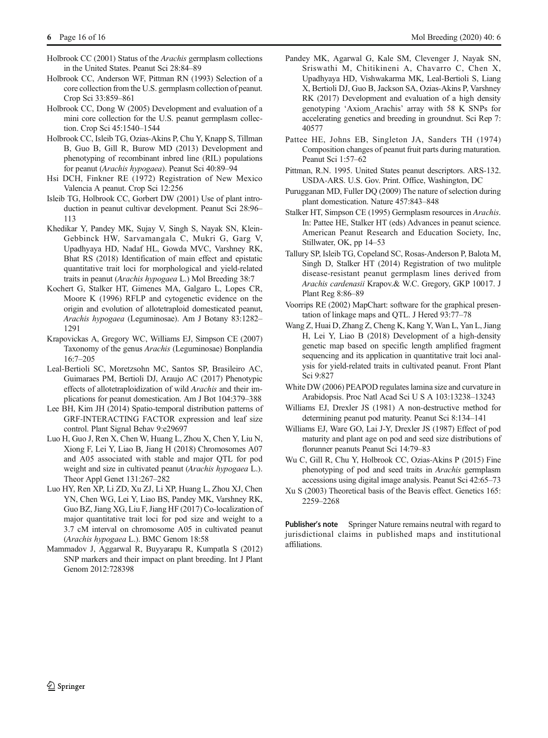Holbrook CC (2001) Status of the *Arachis* germplasm collections in the United States. Peanut Sci 28:84–89

Holbrook CC, Anderson WF, Pittman RN (1993) Selection of a core collection from the U.S. germplasm collection of peanut. Crop Sci 33:859–861

Holbrook CC, Dong W (2005) Development and evaluation of a mini core collection for the U.S. peanut germplasm collection. Crop Sci 45:1540–1544

Holbrook CC, Isleib TG, Ozias-Akins P, Chu Y, Knapp S, Tillman B, Guo B, Gill R, Burow MD (2013) Development and phenotyping of recombinant inbred line (RIL) populations for peanut (*Arachis hypogaea*). Peanut Sci 40:89–94

Hsi DCH, Finkner RE (1972) Registration of New Mexico Valencia A peanut. Crop Sci 12:256

Isleib TG, Holbrook CC, Gorbert DW (2001) Use of plant introduction in peanut cultivar development. Peanut Sci 28:96–113

Khedikar Y, Pandey MK, Sujay V, Singh S, Nayak SN, Klein-Gebbinck HW, Sarvamangala C, Mukri G, Garg V, Upadhyaya HD, Nadaf HL, Gowda MVC, Varshney RK, Bhat RS (2018) Identification of main effect and epistatic quantitative trait loci for morphological and yield-related traits in peanut (*Arachis hypogaea* L.) Mol Breeding 38:7

Kochert G, Stalker HT, Gimenes MA, Galgaro L, Lopes CR, Moore K (1996) RFLP and cytogenetic evidence on the origin and evolution of allotetraploid domesticated peanut, *Arachis hypogaea* (Leguminosae). Am J Botany 83:1282–1291

Krapovickas A, Gregory WC, Williams EJ, Simpson CE (2007) Taxonomy of the genus *Arachis* (Leguminosae) Bonplandia 16:7–205

Leal-Bertioli SC, Moretzsohn MC, Santos SP, Brasileiro AC, Guimaraes PM, Bertioli DJ, Araujo AC (2017) Phenotypic effects of allotetraploidization of wild *Arachis* and their implications for peanut domestication. Am J Bot 104:379–388

Lee BH, Kim JH (2014) Spatio-temporal distribution patterns of GRF-INTERACTING FACTOR expression and leaf size control. Plant Signal Behav 9:e29697

Luo H, Guo J, Ren X, Chen W, Huang L, Zhou X, Chen Y, Liu N, Xiong F, Lei Y, Liao B, Jiang H (2018) Chromosomes A07 and A05 associated with stable and major QTL for pod weight and size in cultivated peanut (*Arachis hypogaea* L.). Theor Appl Genet 131:267–282

Luo HY, Ren XP, Li ZD, Xu ZJ, Li XP, Huang L, Zhou XJ, Chen YN, Chen WG, Lei Y, Liao BS, Pandey MK, Varshney RK, Guo BZ, Jiang XG, Liu F, Jiang HF (2017) Co-localization of major quantitative trait loci for pod size and weight to a 3.7 cM interval on chromosome A05 in cultivated peanut (*Arachis hypogaea* L.). BMC Genom 18:58

Mammadov J, Aggarwal R, Buyyarapu R, Kumpatla S (2012) SNP markers and their impact on plant breeding. Int J Plant Genom 2012:728398

Pandey MK, Agarwal G, Kale SM, Clevenger J, Nayak SN, Sriswathi M, Chitikineni A, Chavarro C, Chen X, Upadhyaya HD, Vishwakarma MK, Leal-Bertioli S, Liang X, Bertioli DJ, Guo B, Jackson SA, Ozias-Akins P, Varshney RK (2017) Development and evaluation of a high density genotyping 'Axiom_Arachis' array with 58 K SNPs for accelerating genetics and breeding in groundnut. Sci Rep 7: 40577

Pattee HE, Johns EB, Singleton JA, Sanders TH (1974) Composition changes of peanut fruit parts during maturation. Peanut Sci 1:57–62

Pittman, R.N. 1995. United States peanut descriptors. ARS-132. USDA-ARS. U.S. Gov. Print. Office, Washington, DC

Purugganan MD, Fuller DQ (2009) The nature of selection during plant domestication. Nature 457:843–848

Stalker HT, Simpson CE (1995) Germplasm resources in *Arachis*. In: Pattee HE, Stalker HT (eds) Advances in peanut science. American Peanut Research and Education Society, Inc, Stillwater, OK, pp 14–53

Tallury SP, Isleib TG, Copeland SC, Rosas-Anderson P, Balota M, Singh D, Stalker HT (2014) Registration of two mulitple disease-resistant peanut germplasm lines derived from *Arachis cardenasii* Krapov.& W.C. Gregory, GKP 10017. J Plant Reg 8:86–89

Voorrips RE (2002) MapChart: software for the graphical presentation of linkage maps and QTL. J Hered 93:77–78

Wang Z, Huai D, Zhang Z, Cheng K, Kang Y, Wan L, Yan L, Jiang H, Lei Y, Liao B (2018) Development of a high-density genetic map based on specific length amplified fragment sequencing and its application in quantitative trait loci analysis for yield-related traits in cultivated peanut. Front Plant Sci 9:827

White DW (2006) PEAPOD regulates lamina size and curvature in Arabidopsis. Proc Natl Acad Sci U S A 103:13238–13243

Williams EJ, Drexler JS (1981) A non-destructive method for determining peanut pod maturity. Peanut Sci 8:134–141

Williams EJ, Ware GO, Lai J-Y, Drexler JS (1987) Effect of pod maturity and plant age on pod and seed size distributions of florunner peanuts Peanut Sci 14:79–83

Wu C, Gill R, Chu Y, Holbrook CC, Ozias-Akins P (2015) Fine phenotyping of pod and seed traits in *Arachis* germplasm accessions using digital image analysis. Peanut Sci 42:65–73

Xu S (2003) Theoretical basis of the Beavis effect. Genetics 165: 2259–2268

**Publisher's note** Springer Nature remains neutral with regard to jurisdictional claims in published maps and institutional affiliations.